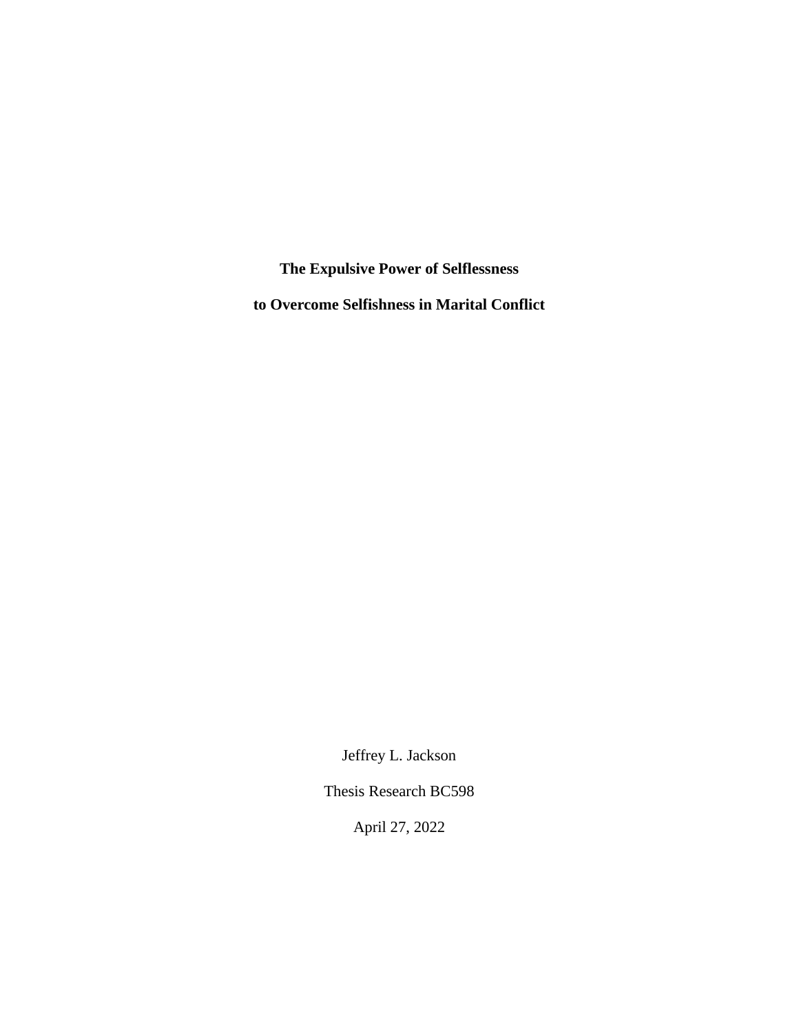# The Expulsive Power of Selflessness

# to Overcome Selfishness in Marital Conflict

Jeffrey L. Jackson

Thesis Research BC598

April 27, 2022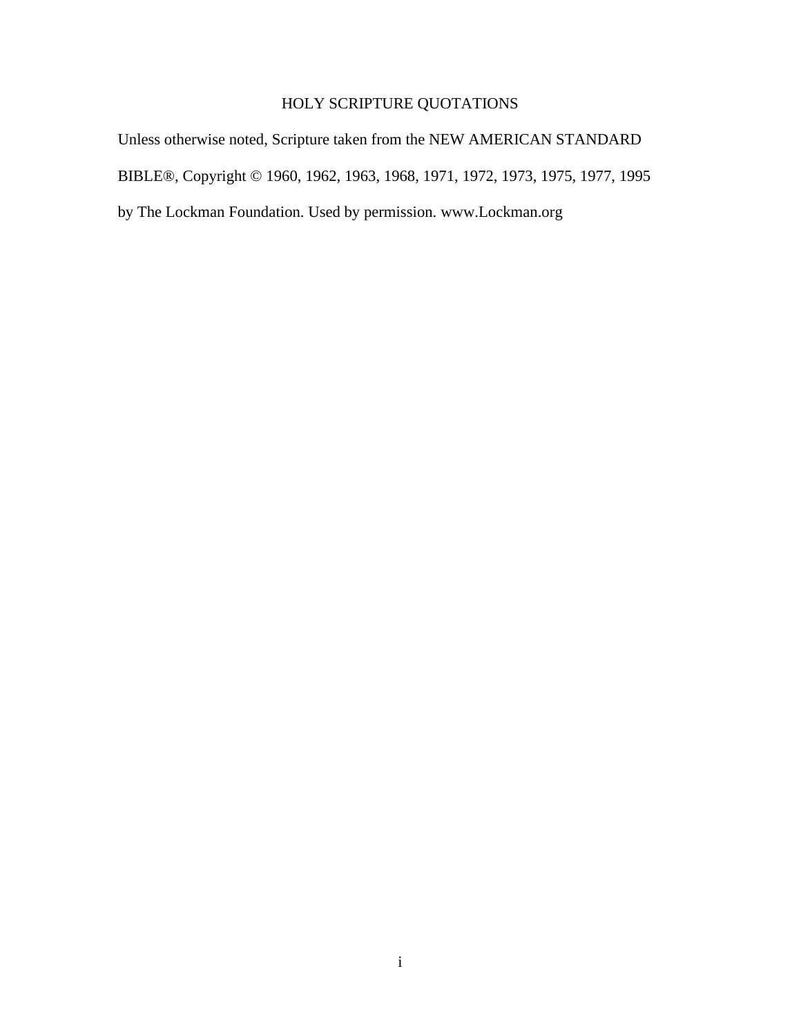# HOLY SCRIPTURE QUOTATIONS

Unless otherwise noted, Scripture taken from the NEW AMERICAN STANDARD BIBLE®, Copyright © 1960, 1962, 1963, 1968, 1971, 1972, 1973, 1975, 1977, 1995 by The Lockman Foundation. Used by permission. www.Lockman.org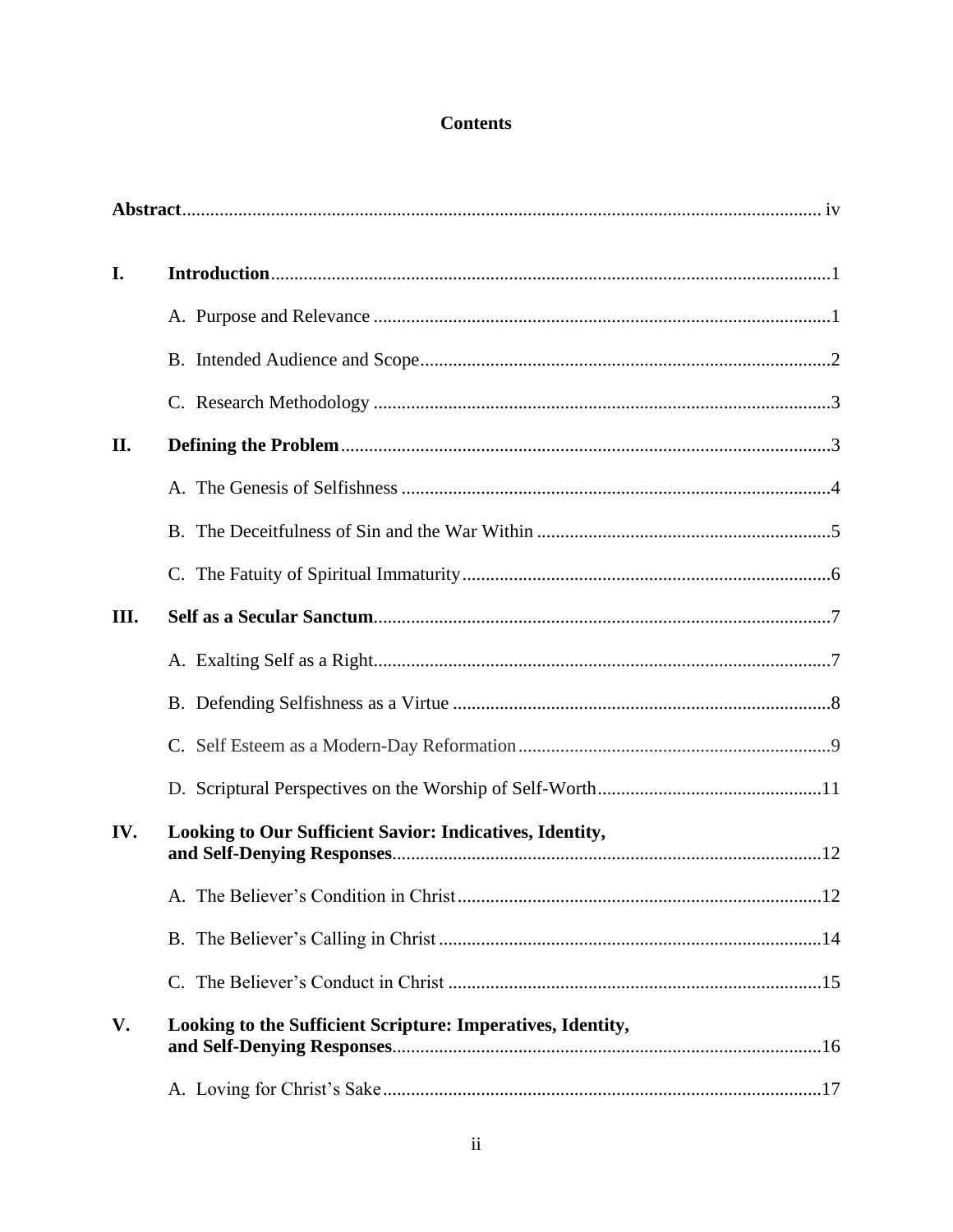# Contents

**Abstract** ........ iv

**I. Introduction** ........ 1

A. Purpose and Relevance ........ 1

B. Intended Audience and Scope ........ 2

C. Research Methodology ........ 3

**II. Defining the Problem** ........ 3

A. The Genesis of Selfishness ........ 4

B. The Deceitfulness of Sin and the War Within ........ 5

C. The Fatuity of Spiritual Immaturity ........ 6

**III. Self as a Secular Sanctum** ........ 7

A. Exalting Self as a Right ........ 7

B. Defending Selfishness as a Virtue ........ 8

C. Self Esteem as a Modern-Day Reformation ........ 9

D. Scriptural Perspectives on the Worship of Self-Worth ........ 11

**IV. Looking to Our Sufficient Savior: Indicatives, Identity, and Self-Denying Responses** ........ 12

A. The Believer's Condition in Christ ........ 12

B. The Believer's Calling in Christ ........ 14

C. The Believer's Conduct in Christ ........ 15

**V. Looking to the Sufficient Scripture: Imperatives, Identity, and Self-Denying Responses** ........ 16

A. Loving for Christ's Sake ........ 17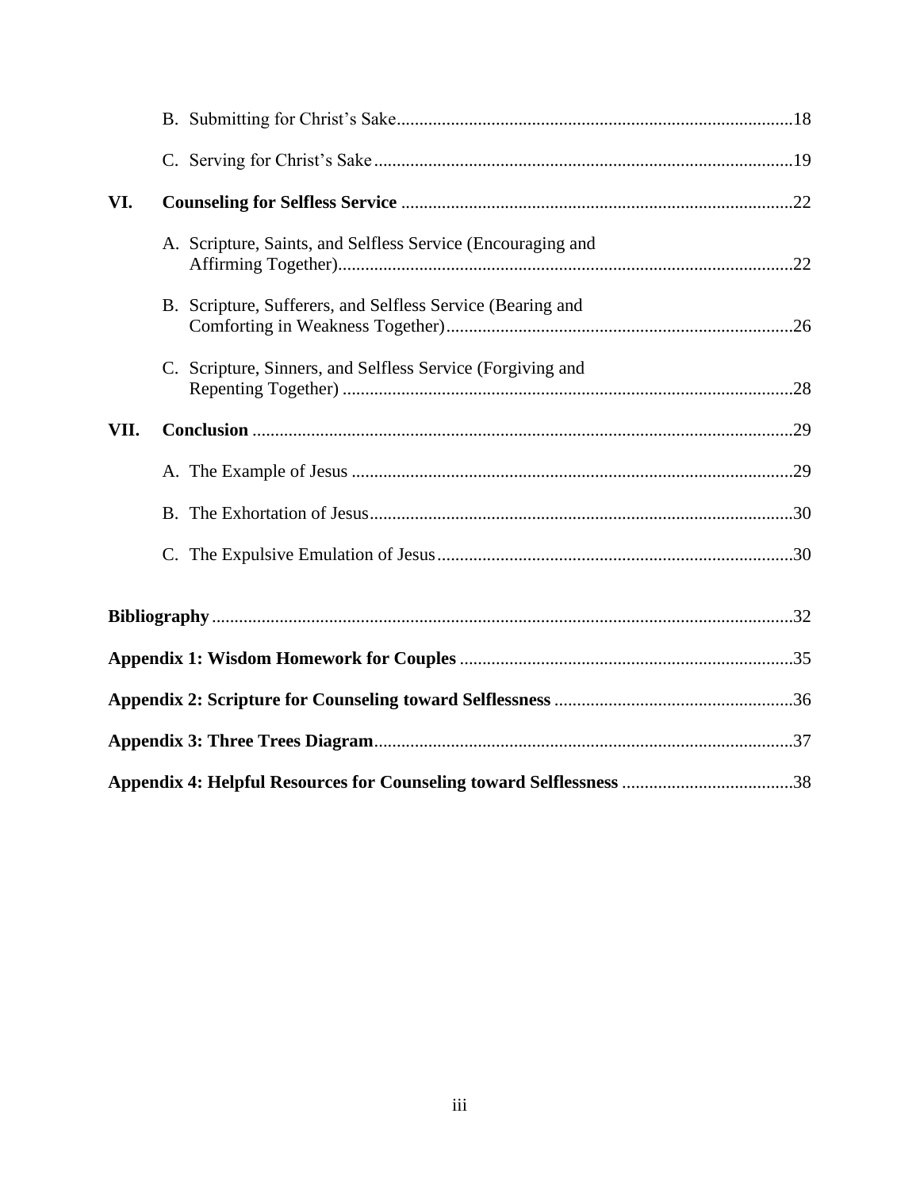B. Submitting for Christ's Sake ....................................................................................... 18

C. Serving for Christ's Sake ............................................................................................ 19

**VI. Counseling for Selfless Service** ...................................................................................... 22

A. Scripture, Saints, and Selfless Service (Encouraging and Affirming Together) ........................................................................................................ 22

B. Scripture, Sufferers, and Selfless Service (Bearing and Comforting in Weakness Together) ............................................................................ 26

C. Scripture, Sinners, and Selfless Service (Forgiving and Repenting Together) ................................................................................................... 28

**VII. Conclusion** ....................................................................................................................... 29

A. The Example of Jesus .................................................................................................. 29

B. The Exhortation of Jesus ............................................................................................. 30

C. The Expulsive Emulation of Jesus ............................................................................... 30

**Bibliography** ............................................................................................................................ 32

**Appendix 1: Wisdom Homework for Couples** ......................................................................... 35

**Appendix 2: Scripture for Counseling toward Selflessness** ..................................................... 36

**Appendix 3: Three Trees Diagram** ............................................................................................ 37

**Appendix 4: Helpful Resources for Counseling toward Selflessness** ...................................... 38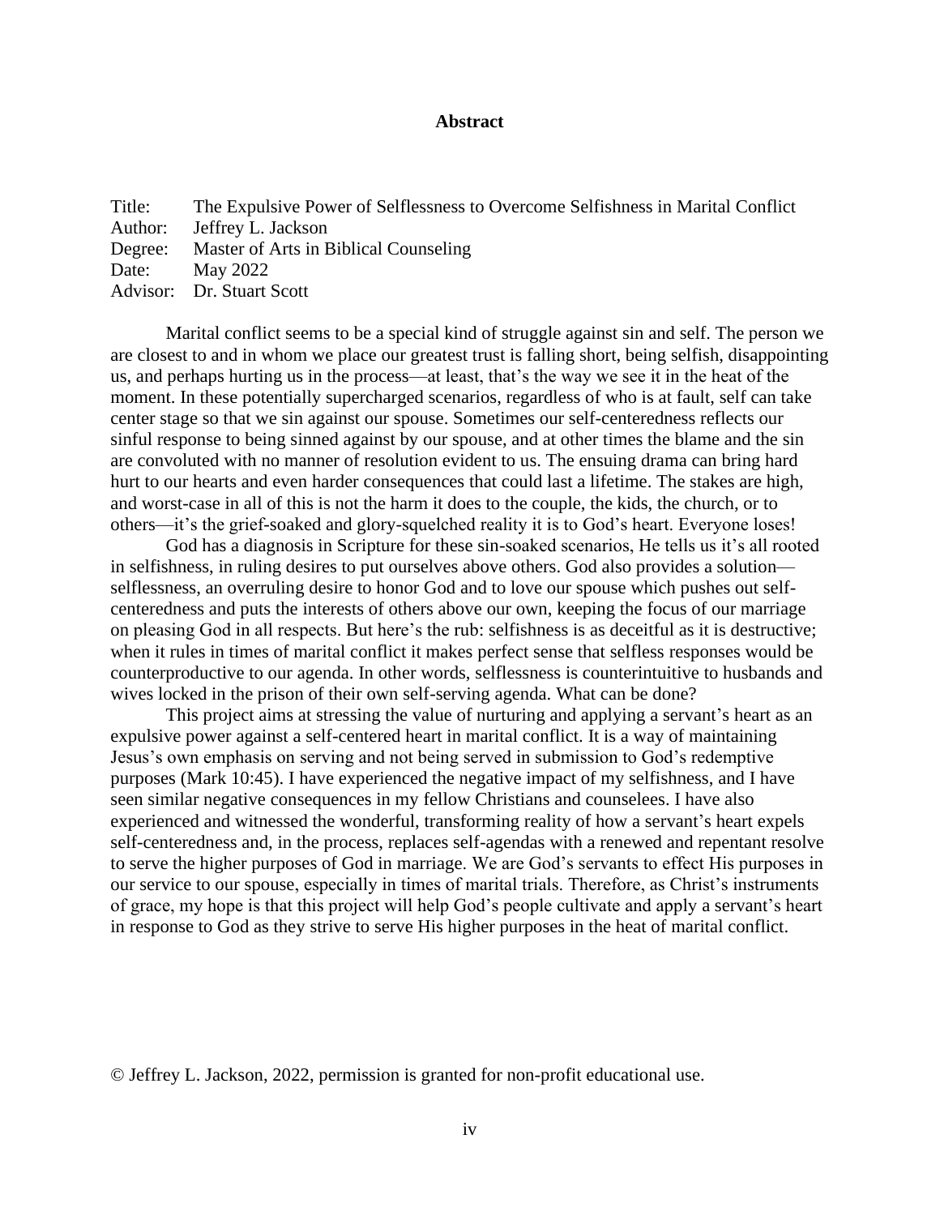# Abstract

Title: The Expulsive Power of Selflessness to Overcome Selfishness in Marital Conflict
Author: Jeffrey L. Jackson
Degree: Master of Arts in Biblical Counseling
Date: May 2022
Advisor: Dr. Stuart Scott

Marital conflict seems to be a special kind of struggle against sin and self. The person we are closest to and in whom we place our greatest trust is falling short, being selfish, disappointing us, and perhaps hurting us in the process—at least, that's the way we see it in the heat of the moment. In these potentially supercharged scenarios, regardless of who is at fault, self can take center stage so that we sin against our spouse. Sometimes our self-centeredness reflects our sinful response to being sinned against by our spouse, and at other times the blame and the sin are convoluted with no manner of resolution evident to us. The ensuing drama can bring hard hurt to our hearts and even harder consequences that could last a lifetime. The stakes are high, and worst-case in all of this is not the harm it does to the couple, the kids, the church, or to others—it's the grief-soaked and glory-squelched reality it is to God's heart. Everyone loses!

God has a diagnosis in Scripture for these sin-soaked scenarios, He tells us it's all rooted in selfishness, in ruling desires to put ourselves above others. God also provides a solution—selflessness, an overruling desire to honor God and to love our spouse which pushes out self-centeredness and puts the interests of others above our own, keeping the focus of our marriage on pleasing God in all respects. But here's the rub: selfishness is as deceitful as it is destructive; when it rules in times of marital conflict it makes perfect sense that selfless responses would be counterproductive to our agenda. In other words, selflessness is counterintuitive to husbands and wives locked in the prison of their own self-serving agenda. What can be done?

This project aims at stressing the value of nurturing and applying a servant's heart as an expulsive power against a self-centered heart in marital conflict. It is a way of maintaining Jesus's own emphasis on serving and not being served in submission to God's redemptive purposes (Mark 10:45). I have experienced the negative impact of my selfishness, and I have seen similar negative consequences in my fellow Christians and counselees. I have also experienced and witnessed the wonderful, transforming reality of how a servant's heart expels self-centeredness and, in the process, replaces self-agendas with a renewed and repentant resolve to serve the higher purposes of God in marriage. We are God's servants to effect His purposes in our service to our spouse, especially in times of marital trials. Therefore, as Christ's instruments of grace, my hope is that this project will help God's people cultivate and apply a servant's heart in response to God as they strive to serve His higher purposes in the heat of marital conflict.

© Jeffrey L. Jackson, 2022, permission is granted for non-profit educational use.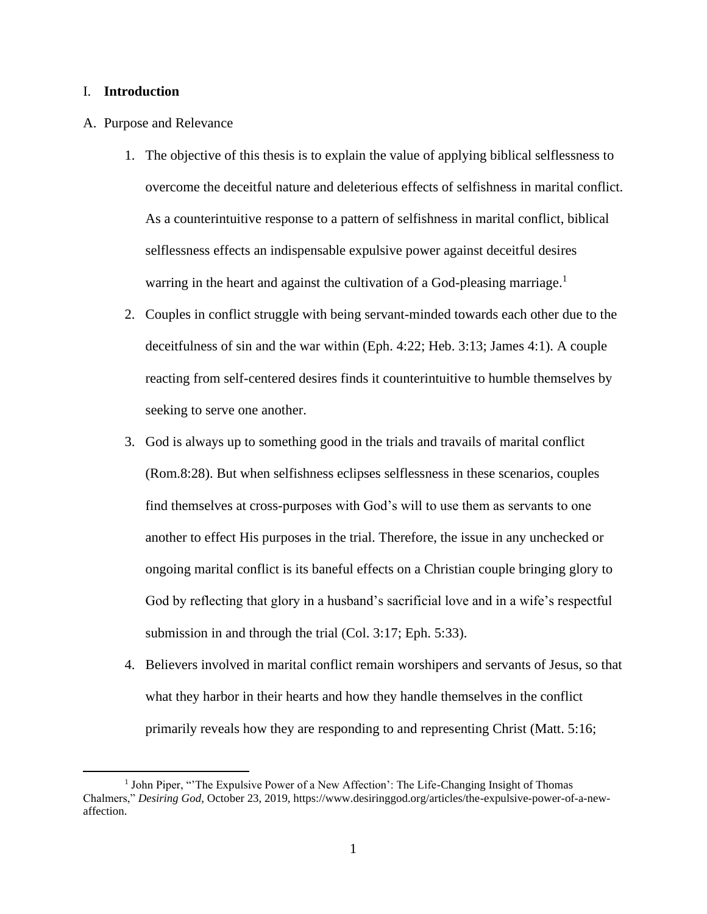## I. **Introduction**

### A. Purpose and Relevance

1. The objective of this thesis is to explain the value of applying biblical selflessness to overcome the deceitful nature and deleterious effects of selfishness in marital conflict. As a counterintuitive response to a pattern of selfishness in marital conflict, biblical selflessness effects an indispensable expulsive power against deceitful desires warring in the heart and against the cultivation of a God-pleasing marriage.[1]
2. Couples in conflict struggle with being servant-minded towards each other due to the deceitfulness of sin and the war within (Eph. 4:22; Heb. 3:13; James 4:1). A couple reacting from self-centered desires finds it counterintuitive to humble themselves by seeking to serve one another.
3. God is always up to something good in the trials and travails of marital conflict (Rom.8:28). But when selfishness eclipses selflessness in these scenarios, couples find themselves at cross-purposes with God's will to use them as servants to one another to effect His purposes in the trial. Therefore, the issue in any unchecked or ongoing marital conflict is its baneful effects on a Christian couple bringing glory to God by reflecting that glory in a husband's sacrificial love and in a wife's respectful submission in and through the trial (Col. 3:17; Eph. 5:33).
4. Believers involved in marital conflict remain worshipers and servants of Jesus, so that what they harbor in their hearts and how they handle themselves in the conflict primarily reveals how they are responding to and representing Christ (Matt. 5:16;

---

[1] John Piper, "'The Expulsive Power of a New Affection': The Life-Changing Insight of Thomas Chalmers," *Desiring God*, October 23, 2019, https://www.desiringgod.org/articles/the-expulsive-power-of-a-new-affection.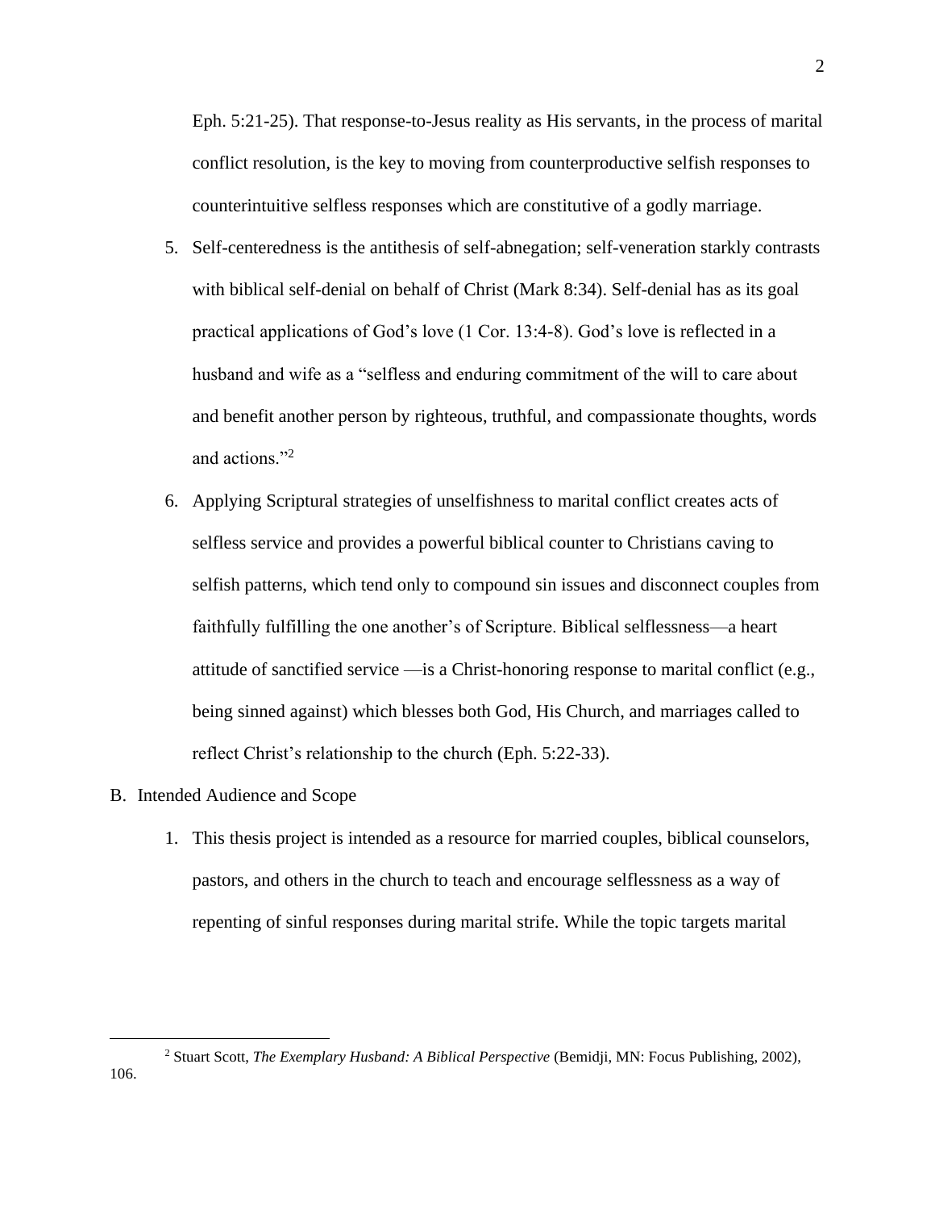Eph. 5:21-25). That response-to-Jesus reality as His servants, in the process of marital conflict resolution, is the key to moving from counterproductive selfish responses to counterintuitive selfless responses which are constitutive of a godly marriage.

5. Self-centeredness is the antithesis of self-abnegation; self-veneration starkly contrasts with biblical self-denial on behalf of Christ (Mark 8:34). Self-denial has as its goal practical applications of God's love (1 Cor. 13:4-8). God's love is reflected in a husband and wife as a "selfless and enduring commitment of the will to care about and benefit another person by righteous, truthful, and compassionate thoughts, words and actions."[2]

6. Applying Scriptural strategies of unselfishness to marital conflict creates acts of selfless service and provides a powerful biblical counter to Christians caving to selfish patterns, which tend only to compound sin issues and disconnect couples from faithfully fulfilling the one another's of Scripture. Biblical selflessness—a heart attitude of sanctified service —is a Christ-honoring response to marital conflict (e.g., being sinned against) which blesses both God, His Church, and marriages called to reflect Christ's relationship to the church (Eph. 5:22-33).

B. Intended Audience and Scope

1. This thesis project is intended as a resource for married couples, biblical counselors, pastors, and others in the church to teach and encourage selflessness as a way of repenting of sinful responses during marital strife. While the topic targets marital

---

[2] Stuart Scott, *The Exemplary Husband: A Biblical Perspective* (Bemidji, MN: Focus Publishing, 2002), 106.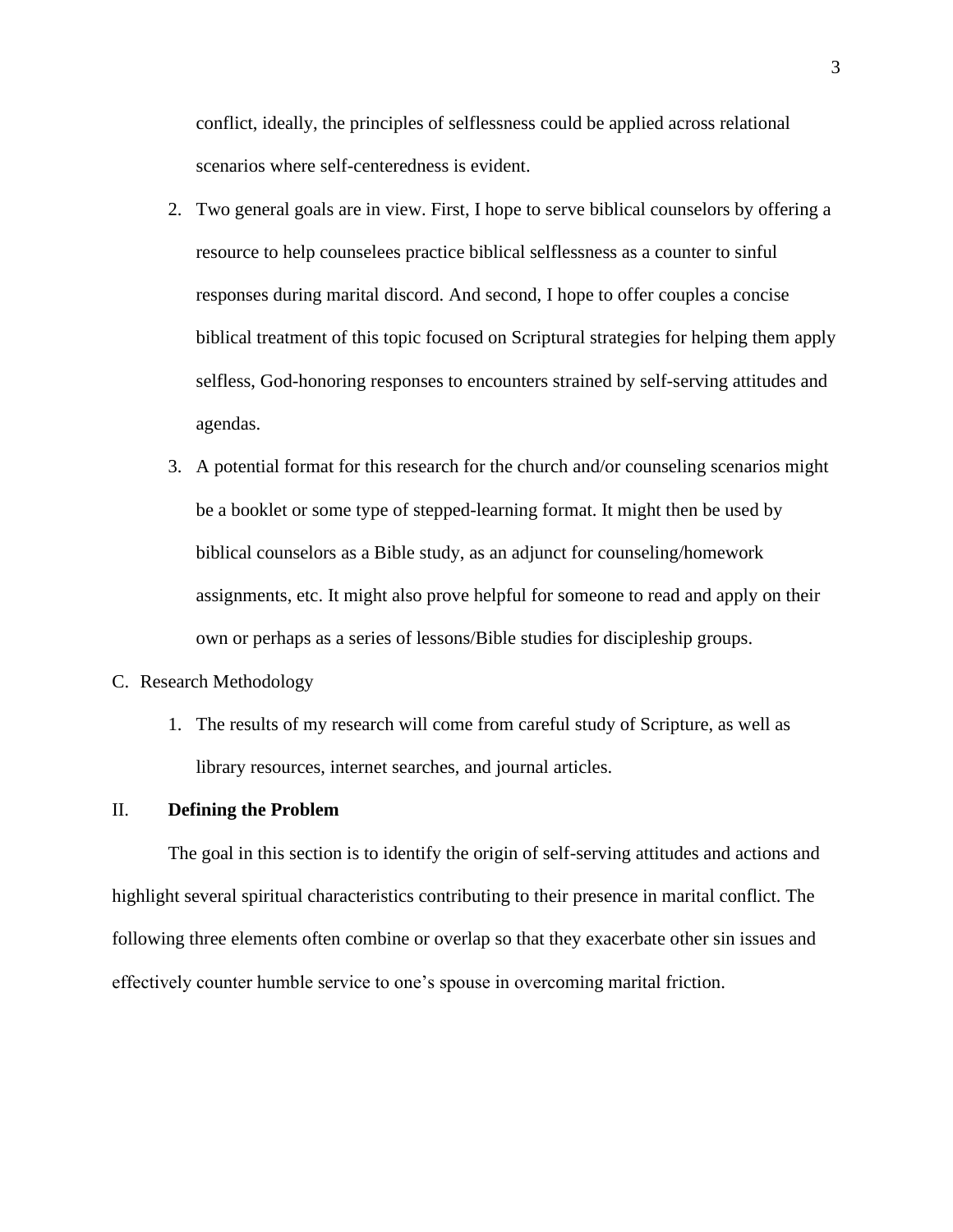conflict, ideally, the principles of selflessness could be applied across relational scenarios where self-centeredness is evident.

2. Two general goals are in view. First, I hope to serve biblical counselors by offering a resource to help counselees practice biblical selflessness as a counter to sinful responses during marital discord. And second, I hope to offer couples a concise biblical treatment of this topic focused on Scriptural strategies for helping them apply selfless, God-honoring responses to encounters strained by self-serving attitudes and agendas.
3. A potential format for this research for the church and/or counseling scenarios might be a booklet or some type of stepped-learning format. It might then be used by biblical counselors as a Bible study, as an adjunct for counseling/homework assignments, etc. It might also prove helpful for someone to read and apply on their own or perhaps as a series of lessons/Bible studies for discipleship groups.

C. Research Methodology

1. The results of my research will come from careful study of Scripture, as well as library resources, internet searches, and journal articles.

## II. **Defining the Problem**

The goal in this section is to identify the origin of self-serving attitudes and actions and highlight several spiritual characteristics contributing to their presence in marital conflict. The following three elements often combine or overlap so that they exacerbate other sin issues and effectively counter humble service to one's spouse in overcoming marital friction.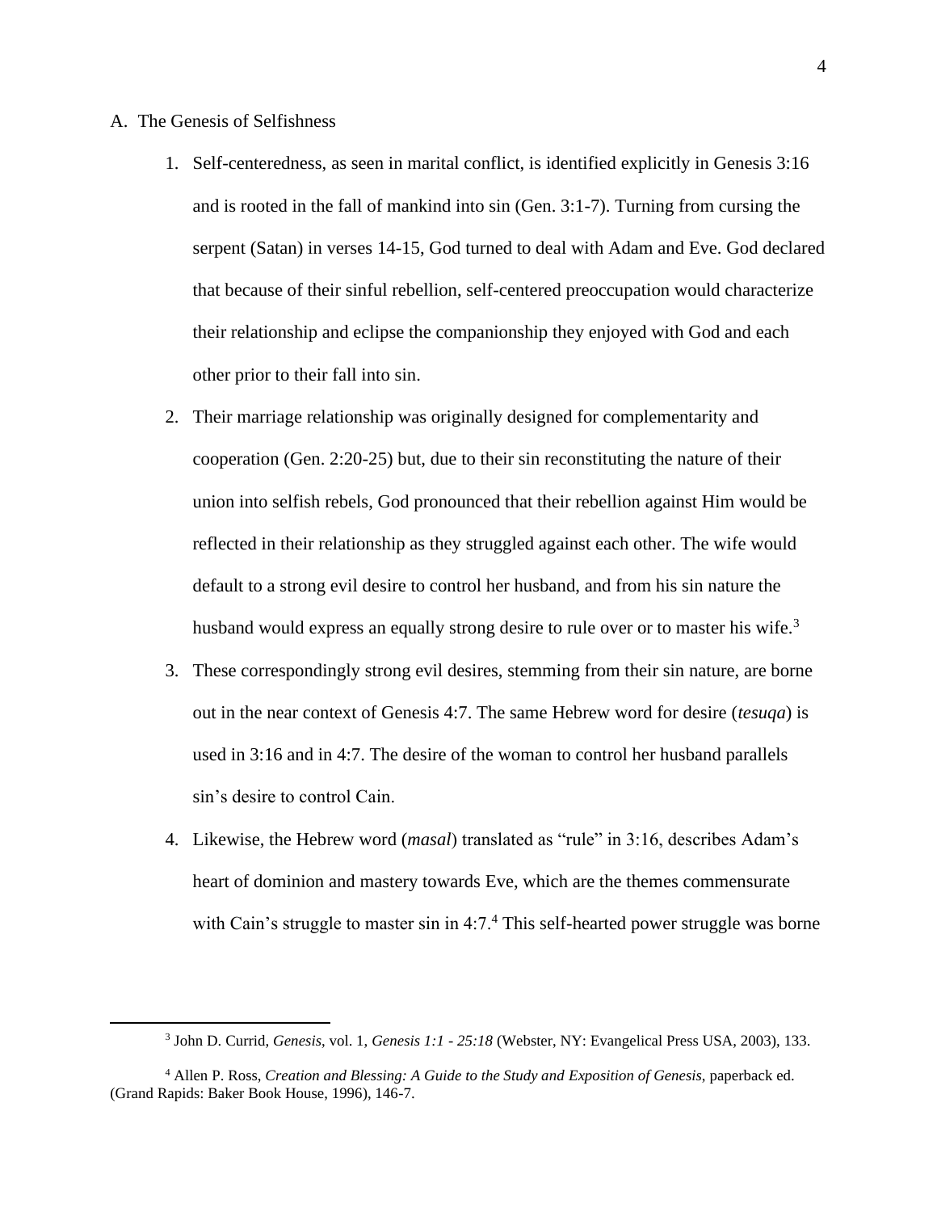A. The Genesis of Selfishness

1. Self-centeredness, as seen in marital conflict, is identified explicitly in Genesis 3:16 and is rooted in the fall of mankind into sin (Gen. 3:1-7). Turning from cursing the serpent (Satan) in verses 14-15, God turned to deal with Adam and Eve. God declared that because of their sinful rebellion, self-centered preoccupation would characterize their relationship and eclipse the companionship they enjoyed with God and each other prior to their fall into sin.

2. Their marriage relationship was originally designed for complementarity and cooperation (Gen. 2:20-25) but, due to their sin reconstituting the nature of their union into selfish rebels, God pronounced that their rebellion against Him would be reflected in their relationship as they struggled against each other. The wife would default to a strong evil desire to control her husband, and from his sin nature the husband would express an equally strong desire to rule over or to master his wife.[3]

3. These correspondingly strong evil desires, stemming from their sin nature, are borne out in the near context of Genesis 4:7. The same Hebrew word for desire (*tesuqa*) is used in 3:16 and in 4:7. The desire of the woman to control her husband parallels sin's desire to control Cain.

4. Likewise, the Hebrew word (*masal*) translated as "rule" in 3:16, describes Adam's heart of dominion and mastery towards Eve, which are the themes commensurate with Cain's struggle to master sin in 4:7.[4] This self-hearted power struggle was borne

---

[3] John D. Currid, *Genesis*, vol. 1, *Genesis 1:1 - 25:18* (Webster, NY: Evangelical Press USA, 2003), 133.

[4] Allen P. Ross, *Creation and Blessing: A Guide to the Study and Exposition of Genesis*, paperback ed. (Grand Rapids: Baker Book House, 1996), 146-7.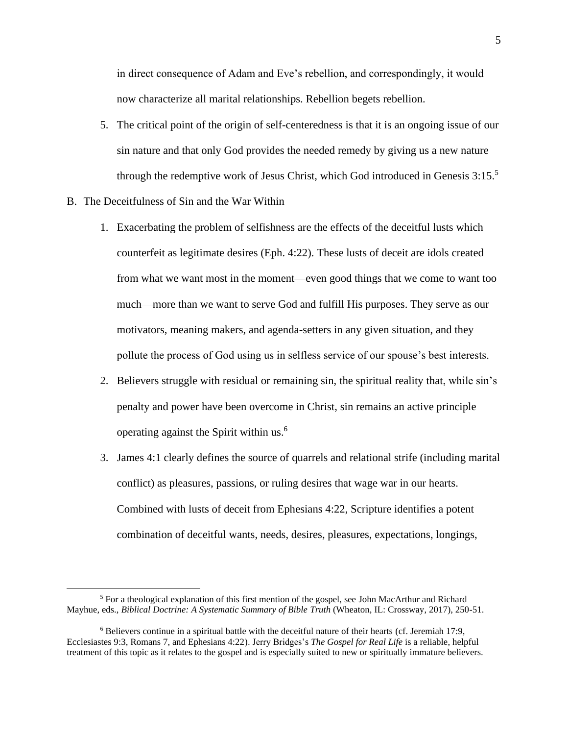in direct consequence of Adam and Eve's rebellion, and correspondingly, it would now characterize all marital relationships. Rebellion begets rebellion.

5. The critical point of the origin of self-centeredness is that it is an ongoing issue of our sin nature and that only God provides the needed remedy by giving us a new nature through the redemptive work of Jesus Christ, which God introduced in Genesis 3:15.[5]

B. The Deceitfulness of Sin and the War Within

1. Exacerbating the problem of selfishness are the effects of the deceitful lusts which counterfeit as legitimate desires (Eph. 4:22). These lusts of deceit are idols created from what we want most in the moment—even good things that we come to want too much—more than we want to serve God and fulfill His purposes. They serve as our motivators, meaning makers, and agenda-setters in any given situation, and they pollute the process of God using us in selfless service of our spouse's best interests.

2. Believers struggle with residual or remaining sin, the spiritual reality that, while sin's penalty and power have been overcome in Christ, sin remains an active principle operating against the Spirit within us.[6]

3. James 4:1 clearly defines the source of quarrels and relational strife (including marital conflict) as pleasures, passions, or ruling desires that wage war in our hearts. Combined with lusts of deceit from Ephesians 4:22, Scripture identifies a potent combination of deceitful wants, needs, desires, pleasures, expectations, longings,

---

[5] For a theological explanation of this first mention of the gospel, see John MacArthur and Richard Mayhue, eds., *Biblical Doctrine: A Systematic Summary of Bible Truth* (Wheaton, IL: Crossway, 2017), 250-51.

[6] Believers continue in a spiritual battle with the deceitful nature of their hearts (cf. Jeremiah 17:9, Ecclesiastes 9:3, Romans 7, and Ephesians 4:22). Jerry Bridges's *The Gospel for Real Life* is a reliable, helpful treatment of this topic as it relates to the gospel and is especially suited to new or spiritually immature believers.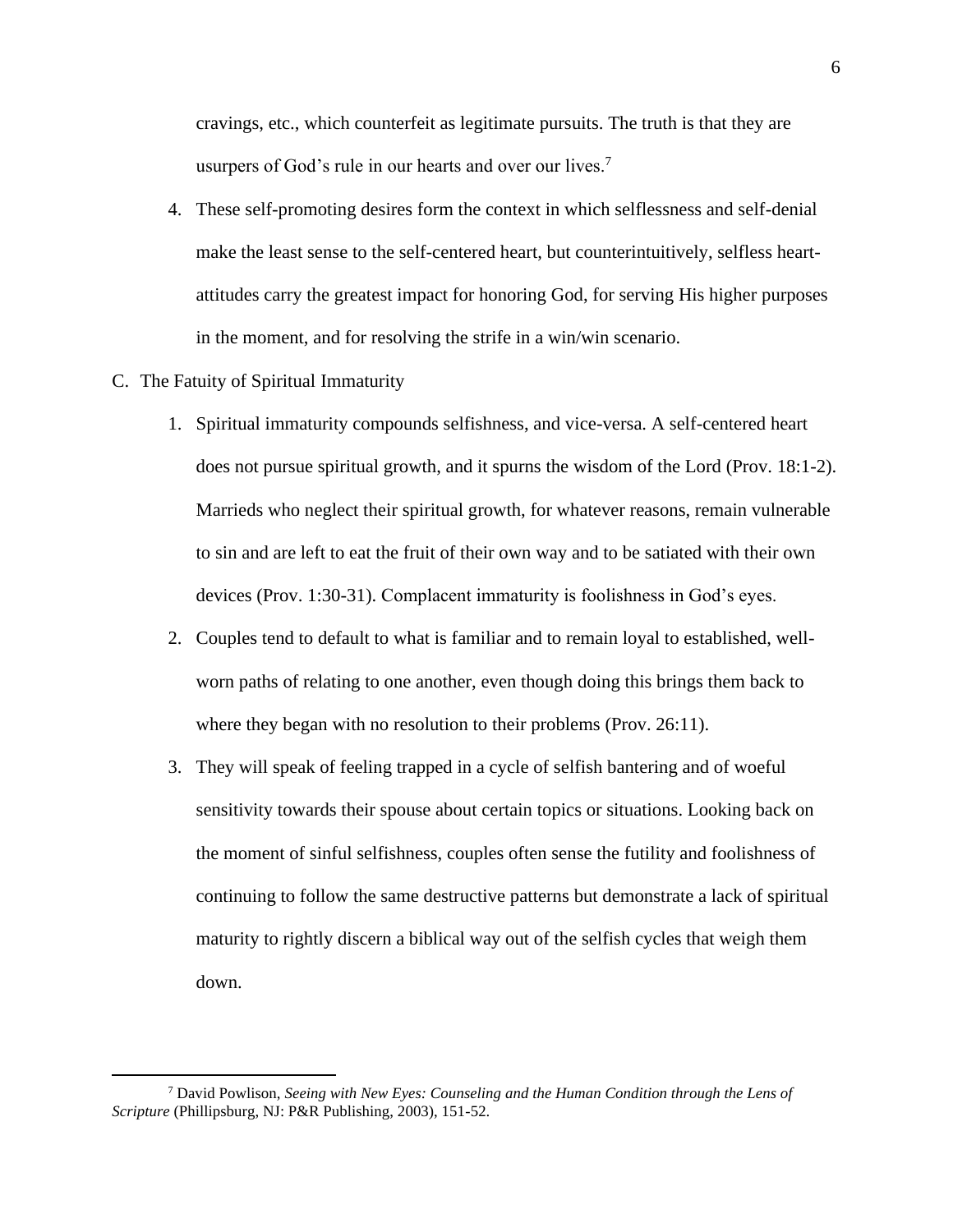cravings, etc., which counterfeit as legitimate pursuits. The truth is that they are usurpers of God's rule in our hearts and over our lives.[7]

4. These self-promoting desires form the context in which selflessness and self-denial make the least sense to the self-centered heart, but counterintuitively, selfless heart-attitudes carry the greatest impact for honoring God, for serving His higher purposes in the moment, and for resolving the strife in a win/win scenario.

C. The Fatuity of Spiritual Immaturity

1. Spiritual immaturity compounds selfishness, and vice-versa. A self-centered heart does not pursue spiritual growth, and it spurns the wisdom of the Lord (Prov. 18:1-2). Marrieds who neglect their spiritual growth, for whatever reasons, remain vulnerable to sin and are left to eat the fruit of their own way and to be satiated with their own devices (Prov. 1:30-31). Complacent immaturity is foolishness in God's eyes.
2. Couples tend to default to what is familiar and to remain loyal to established, well-worn paths of relating to one another, even though doing this brings them back to where they began with no resolution to their problems (Prov. 26:11).
3. They will speak of feeling trapped in a cycle of selfish bantering and of woeful sensitivity towards their spouse about certain topics or situations. Looking back on the moment of sinful selfishness, couples often sense the futility and foolishness of continuing to follow the same destructive patterns but demonstrate a lack of spiritual maturity to rightly discern a biblical way out of the selfish cycles that weigh them down.

---

[7] David Powlison, *Seeing with New Eyes: Counseling and the Human Condition through the Lens of Scripture* (Phillipsburg, NJ: P&R Publishing, 2003), 151-52.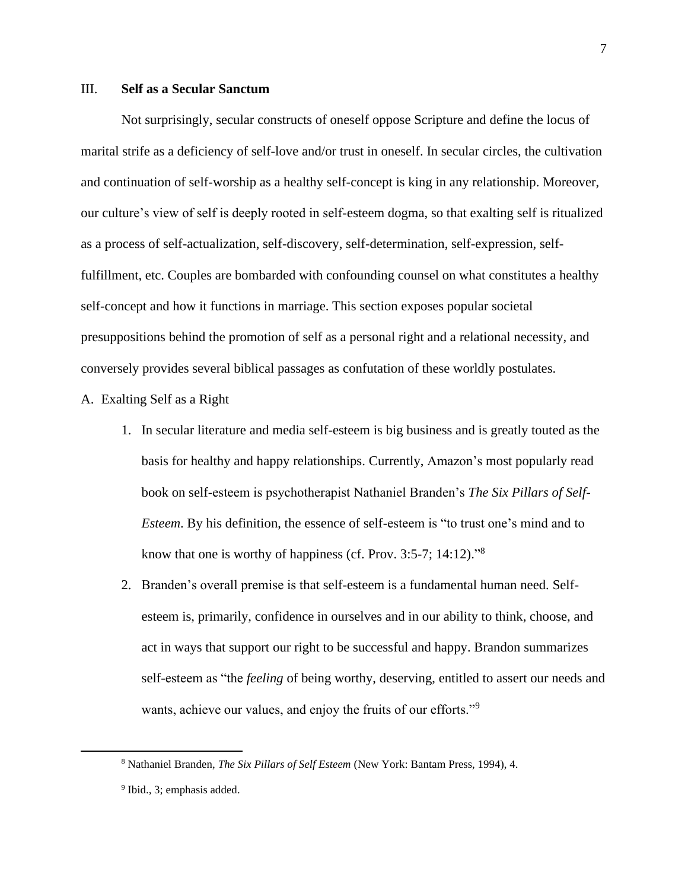## III. **Self as a Secular Sanctum**

Not surprisingly, secular constructs of oneself oppose Scripture and define the locus of marital strife as a deficiency of self-love and/or trust in oneself. In secular circles, the cultivation and continuation of self-worship as a healthy self-concept is king in any relationship. Moreover, our culture's view of self is deeply rooted in self-esteem dogma, so that exalting self is ritualized as a process of self-actualization, self-discovery, self-determination, self-expression, self-fulfillment, etc. Couples are bombarded with confounding counsel on what constitutes a healthy self-concept and how it functions in marriage. This section exposes popular societal presuppositions behind the promotion of self as a personal right and a relational necessity, and conversely provides several biblical passages as confutation of these worldly postulates.

A. Exalting Self as a Right

1. In secular literature and media self-esteem is big business and is greatly touted as the basis for healthy and happy relationships. Currently, Amazon's most popularly read book on self-esteem is psychotherapist Nathaniel Branden's *The Six Pillars of Self-Esteem*. By his definition, the essence of self-esteem is "to trust one's mind and to know that one is worthy of happiness (cf. Prov. 3:5-7; 14:12)."[8]

2. Branden's overall premise is that self-esteem is a fundamental human need. Self-esteem is, primarily, confidence in ourselves and in our ability to think, choose, and act in ways that support our right to be successful and happy. Brandon summarizes self-esteem as "the *feeling* of being worthy, deserving, entitled to assert our needs and wants, achieve our values, and enjoy the fruits of our efforts."[9]

---

[8] Nathaniel Branden, *The Six Pillars of Self Esteem* (New York: Bantam Press, 1994), 4.

[9] Ibid., 3; emphasis added.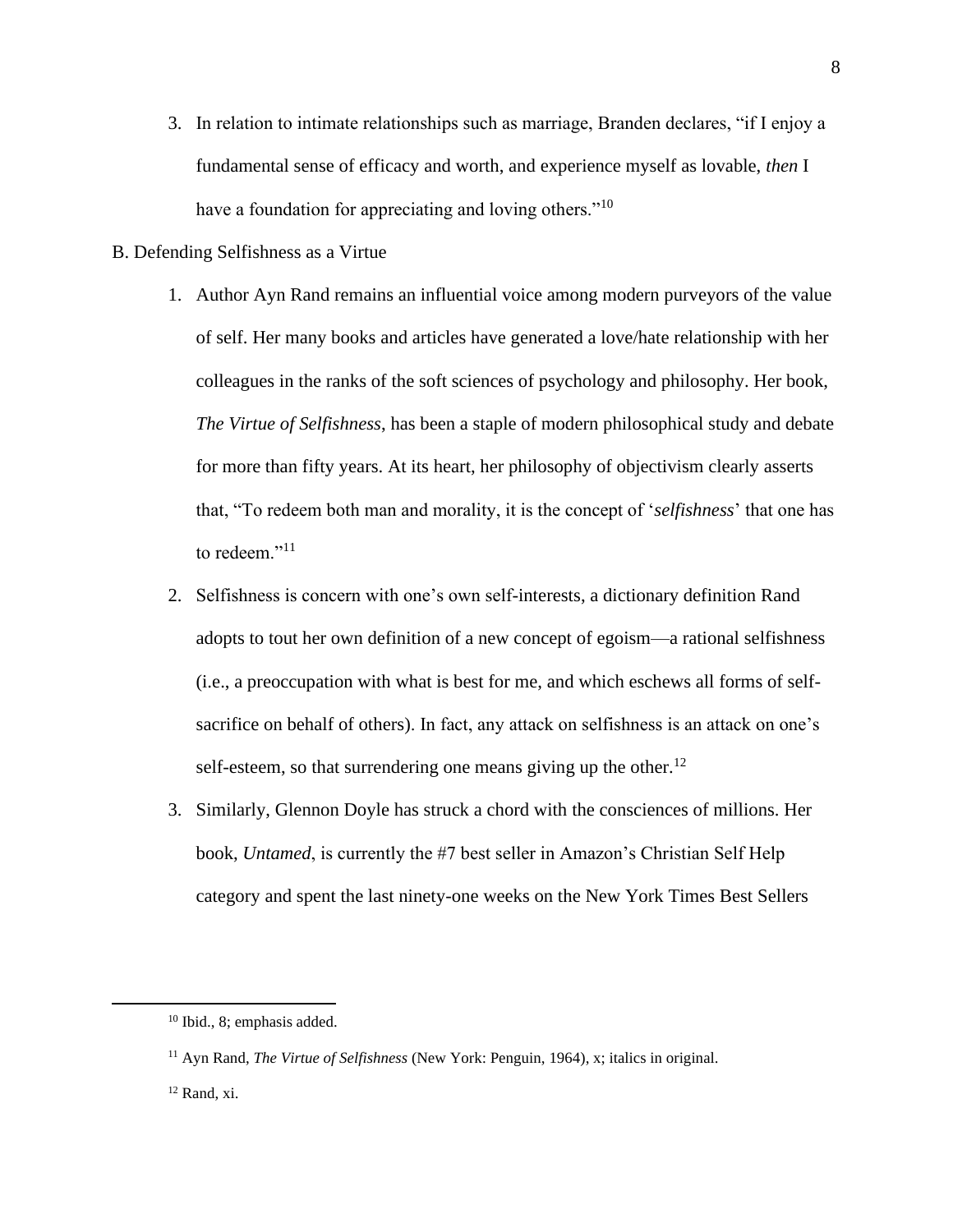3. In relation to intimate relationships such as marriage, Branden declares, "if I enjoy a fundamental sense of efficacy and worth, and experience myself as lovable, *then* I have a foundation for appreciating and loving others."[10]

B. Defending Selfishness as a Virtue

1. Author Ayn Rand remains an influential voice among modern purveyors of the value of self. Her many books and articles have generated a love/hate relationship with her colleagues in the ranks of the soft sciences of psychology and philosophy. Her book, *The Virtue of Selfishness*, has been a staple of modern philosophical study and debate for more than fifty years. At its heart, her philosophy of objectivism clearly asserts that, "To redeem both man and morality, it is the concept of '*selfishness*' that one has to redeem."[11]

2. Selfishness is concern with one's own self-interests, a dictionary definition Rand adopts to tout her own definition of a new concept of egoism—a rational selfishness (i.e., a preoccupation with what is best for me, and which eschews all forms of self-sacrifice on behalf of others). In fact, any attack on selfishness is an attack on one's self-esteem, so that surrendering one means giving up the other.[12]

3. Similarly, Glennon Doyle has struck a chord with the consciences of millions. Her book, *Untamed*, is currently the #7 best seller in Amazon's Christian Self Help category and spent the last ninety-one weeks on the New York Times Best Sellers

---

[10] Ibid., 8; emphasis added.

[11] Ayn Rand, *The Virtue of Selfishness* (New York: Penguin, 1964), x; italics in original.

[12] Rand, xi.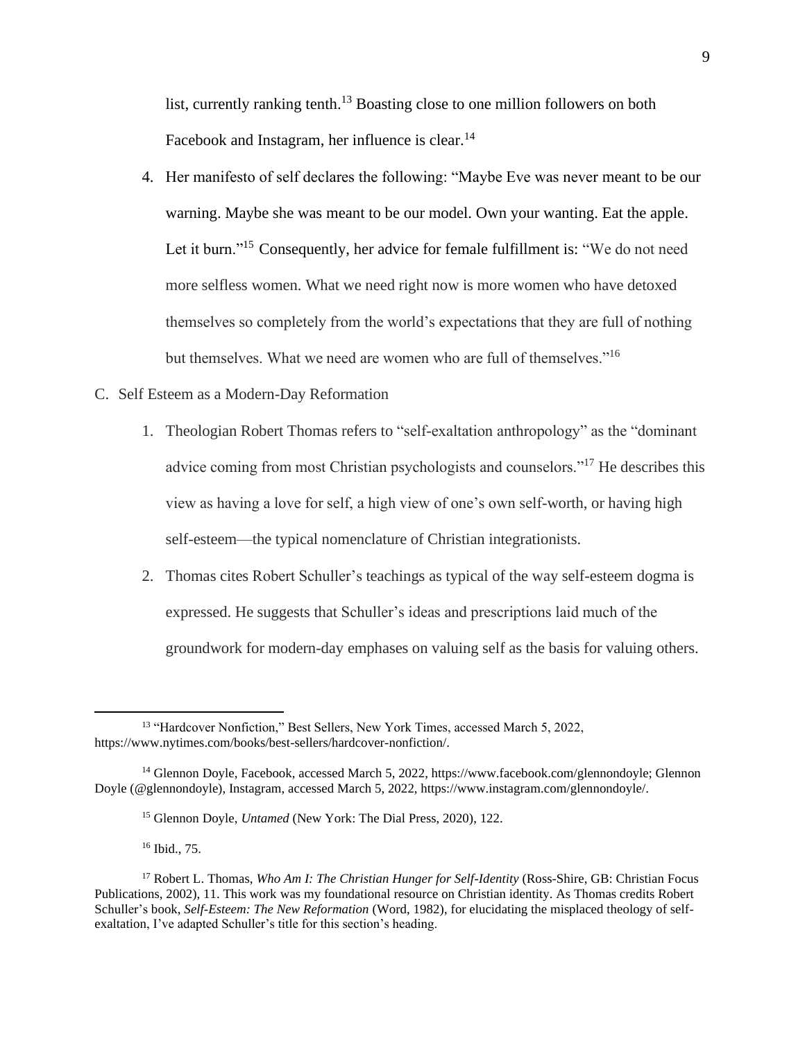list, currently ranking tenth.[13] Boasting close to one million followers on both Facebook and Instagram, her influence is clear.[14]

4. Her manifesto of self declares the following: "Maybe Eve was never meant to be our warning. Maybe she was meant to be our model. Own your wanting. Eat the apple. Let it burn."[15] Consequently, her advice for female fulfillment is: "We do not need more selfless women. What we need right now is more women who have detoxed themselves so completely from the world's expectations that they are full of nothing but themselves. What we need are women who are full of themselves."[16]

C. Self Esteem as a Modern-Day Reformation

1. Theologian Robert Thomas refers to "self-exaltation anthropology" as the "dominant advice coming from most Christian psychologists and counselors."[17] He describes this view as having a love for self, a high view of one's own self-worth, or having high self-esteem—the typical nomenclature of Christian integrationists.

2. Thomas cites Robert Schuller's teachings as typical of the way self-esteem dogma is expressed. He suggests that Schuller's ideas and prescriptions laid much of the groundwork for modern-day emphases on valuing self as the basis for valuing others.

---

[13] "Hardcover Nonfiction," Best Sellers, New York Times, accessed March 5, 2022, https://www.nytimes.com/books/best-sellers/hardcover-nonfiction/.

[14] Glennon Doyle, Facebook, accessed March 5, 2022, https://www.facebook.com/glennondoyle; Glennon Doyle (@glennondoyle), Instagram, accessed March 5, 2022, https://www.instagram.com/glennondoyle/.

[15] Glennon Doyle, *Untamed* (New York: The Dial Press, 2020), 122.

[16] Ibid., 75.

[17] Robert L. Thomas, *Who Am I: The Christian Hunger for Self-Identity* (Ross-Shire, GB: Christian Focus Publications, 2002), 11. This work was my foundational resource on Christian identity. As Thomas credits Robert Schuller's book, *Self-Esteem: The New Reformation* (Word, 1982), for elucidating the misplaced theology of self-exaltation, I've adapted Schuller's title for this section's heading.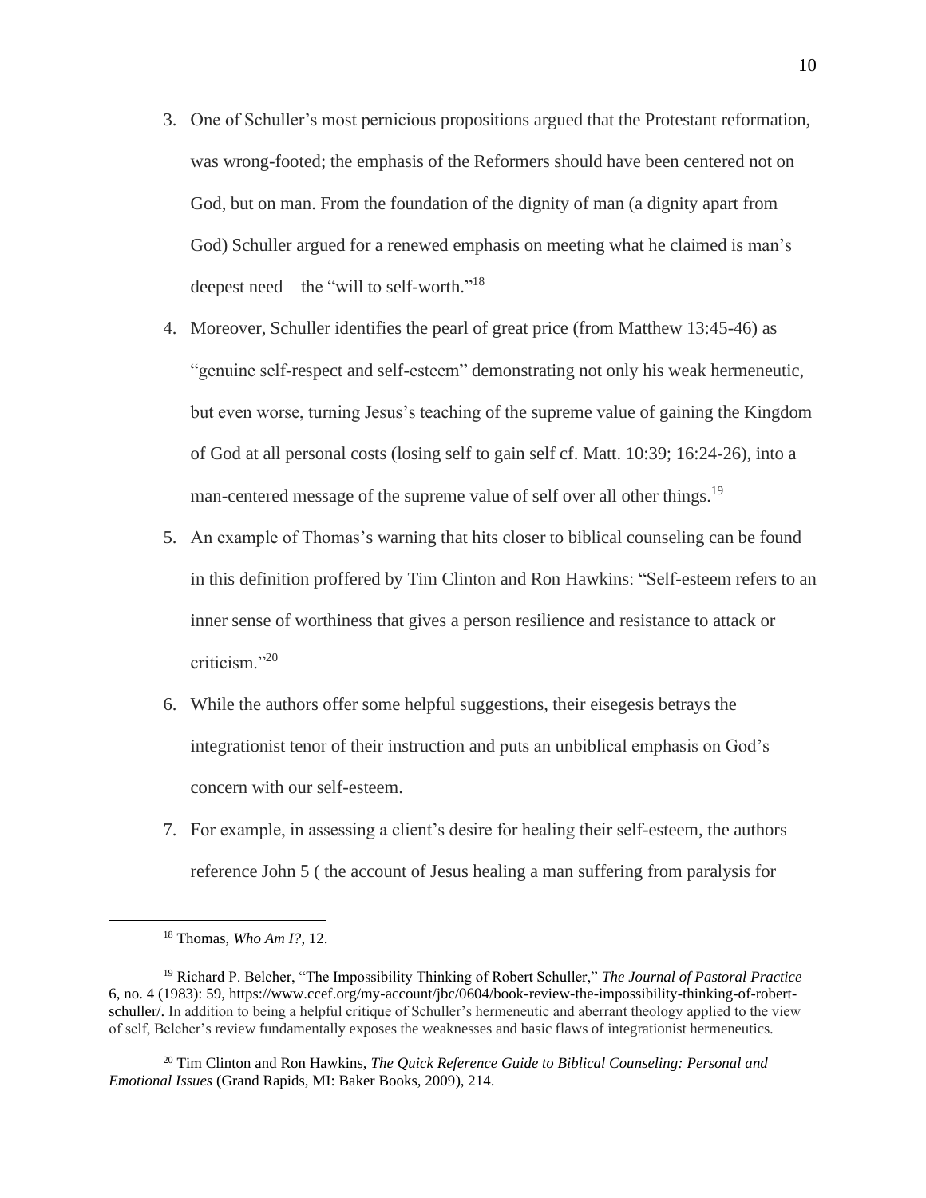3. One of Schuller's most pernicious propositions argued that the Protestant reformation, was wrong-footed; the emphasis of the Reformers should have been centered not on God, but on man. From the foundation of the dignity of man (a dignity apart from God) Schuller argued for a renewed emphasis on meeting what he claimed is man's deepest need—the "will to self-worth."[18]

4. Moreover, Schuller identifies the pearl of great price (from Matthew 13:45-46) as "genuine self-respect and self-esteem" demonstrating not only his weak hermeneutic, but even worse, turning Jesus's teaching of the supreme value of gaining the Kingdom of God at all personal costs (losing self to gain self cf. Matt. 10:39; 16:24-26), into a man-centered message of the supreme value of self over all other things.[19]

5. An example of Thomas's warning that hits closer to biblical counseling can be found in this definition proffered by Tim Clinton and Ron Hawkins: "Self-esteem refers to an inner sense of worthiness that gives a person resilience and resistance to attack or criticism."[20]

6. While the authors offer some helpful suggestions, their eisegesis betrays the integrationist tenor of their instruction and puts an unbiblical emphasis on God's concern with our self-esteem.

7. For example, in assessing a client's desire for healing their self-esteem, the authors reference John 5 ( the account of Jesus healing a man suffering from paralysis for

---

[18] Thomas, *Who Am I?*, 12.

[19] Richard P. Belcher, "The Impossibility Thinking of Robert Schuller," *The Journal of Pastoral Practice* 6, no. 4 (1983): 59, https://www.ccef.org/my-account/jbc/0604/book-review-the-impossibility-thinking-of-robert-schuller/. In addition to being a helpful critique of Schuller's hermeneutic and aberrant theology applied to the view of self, Belcher's review fundamentally exposes the weaknesses and basic flaws of integrationist hermeneutics.

[20] Tim Clinton and Ron Hawkins, *The Quick Reference Guide to Biblical Counseling: Personal and Emotional Issues* (Grand Rapids, MI: Baker Books, 2009), 214.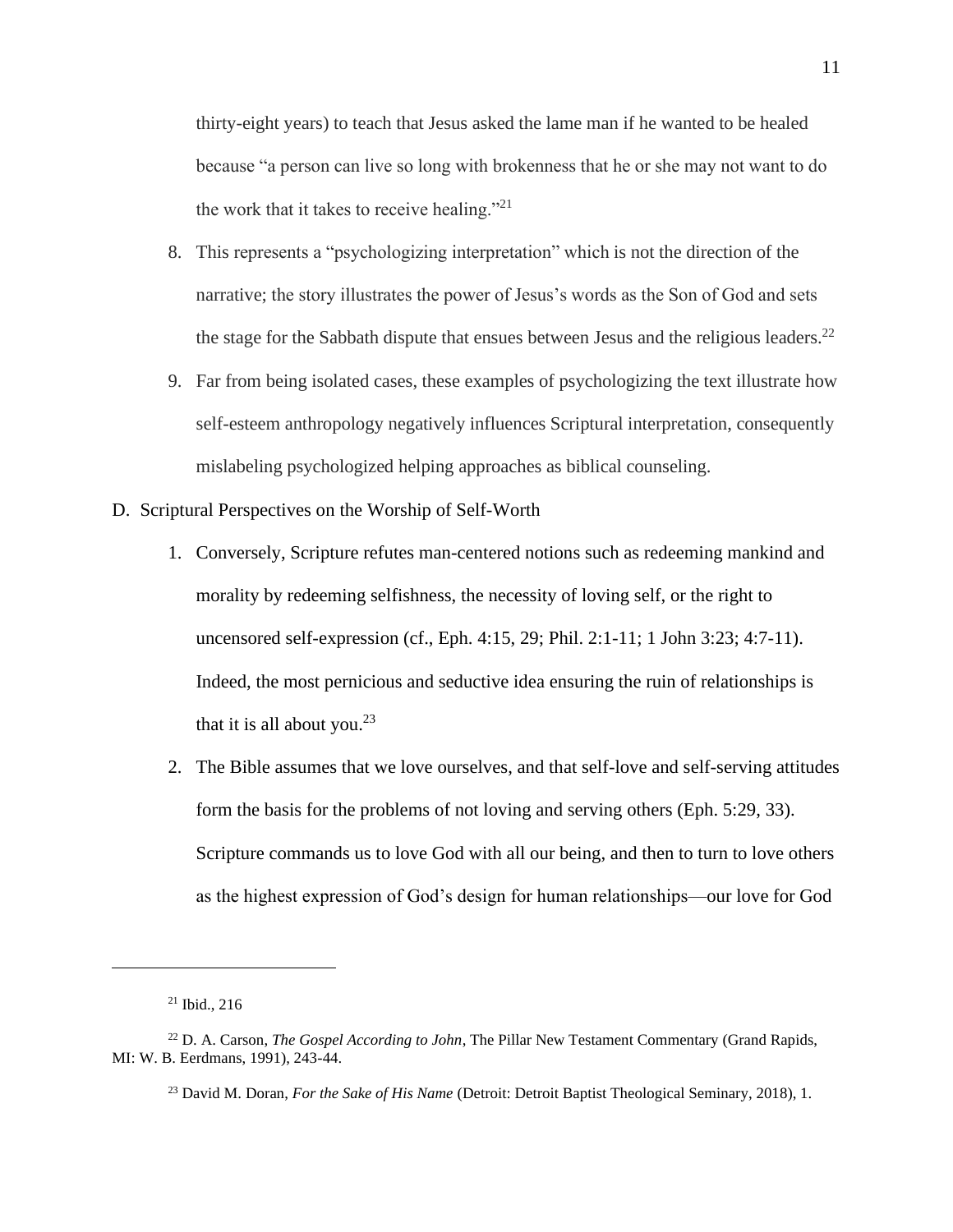thirty-eight years) to teach that Jesus asked the lame man if he wanted to be healed because "a person can live so long with brokenness that he or she may not want to do the work that it takes to receive healing."[21]

8. This represents a "psychologizing interpretation" which is not the direction of the narrative; the story illustrates the power of Jesus's words as the Son of God and sets the stage for the Sabbath dispute that ensues between Jesus and the religious leaders.[22]

9. Far from being isolated cases, these examples of psychologizing the text illustrate how self-esteem anthropology negatively influences Scriptural interpretation, consequently mislabeling psychologized helping approaches as biblical counseling.

D. Scriptural Perspectives on the Worship of Self-Worth

1. Conversely, Scripture refutes man-centered notions such as redeeming mankind and morality by redeeming selfishness, the necessity of loving self, or the right to uncensored self-expression (cf., Eph. 4:15, 29; Phil. 2:1-11; 1 John 3:23; 4:7-11). Indeed, the most pernicious and seductive idea ensuring the ruin of relationships is that it is all about you.[23]

2. The Bible assumes that we love ourselves, and that self-love and self-serving attitudes form the basis for the problems of not loving and serving others (Eph. 5:29, 33). Scripture commands us to love God with all our being, and then to turn to love others as the highest expression of God's design for human relationships—our love for God

---

[21] Ibid., 216

[22] D. A. Carson, *The Gospel According to John*, The Pillar New Testament Commentary (Grand Rapids, MI: W. B. Eerdmans, 1991), 243-44.

[23] David M. Doran, *For the Sake of His Name* (Detroit: Detroit Baptist Theological Seminary, 2018), 1.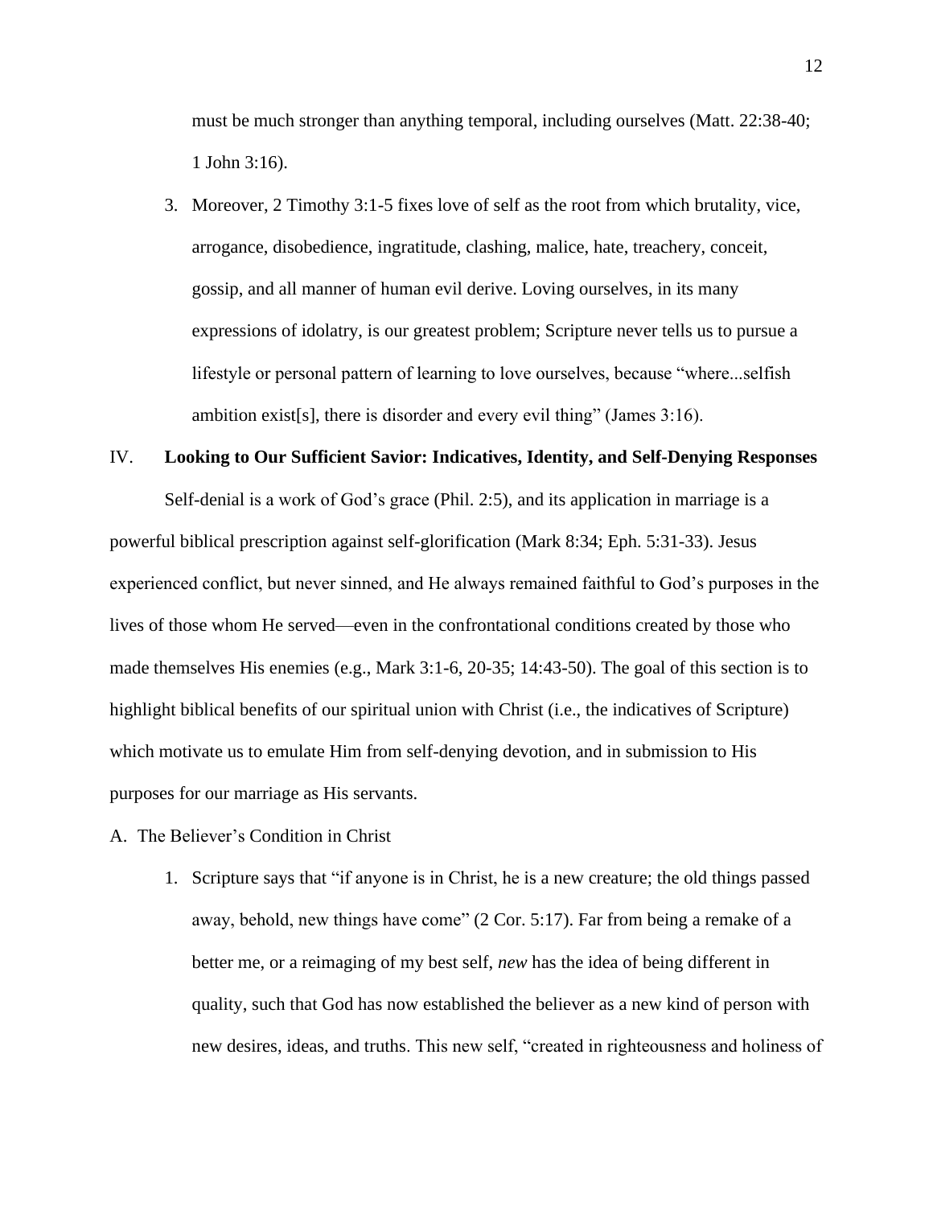must be much stronger than anything temporal, including ourselves (Matt. 22:38-40; 1 John 3:16).

3. Moreover, 2 Timothy 3:1-5 fixes love of self as the root from which brutality, vice, arrogance, disobedience, ingratitude, clashing, malice, hate, treachery, conceit, gossip, and all manner of human evil derive. Loving ourselves, in its many expressions of idolatry, is our greatest problem; Scripture never tells us to pursue a lifestyle or personal pattern of learning to love ourselves, because "where...selfish ambition exist[s], there is disorder and every evil thing" (James 3:16).

## IV. **Looking to Our Sufficient Savior: Indicatives, Identity, and Self-Denying Responses**

Self-denial is a work of God's grace (Phil. 2:5), and its application in marriage is a powerful biblical prescription against self-glorification (Mark 8:34; Eph. 5:31-33). Jesus experienced conflict, but never sinned, and He always remained faithful to God's purposes in the lives of those whom He served—even in the confrontational conditions created by those who made themselves His enemies (e.g., Mark 3:1-6, 20-35; 14:43-50). The goal of this section is to highlight biblical benefits of our spiritual union with Christ (i.e., the indicatives of Scripture) which motivate us to emulate Him from self-denying devotion, and in submission to His purposes for our marriage as His servants.

### A. The Believer's Condition in Christ

1. Scripture says that "if anyone is in Christ, he is a new creature; the old things passed away, behold, new things have come" (2 Cor. 5:17). Far from being a remake of a better me, or a reimaging of my best self, *new* has the idea of being different in quality, such that God has now established the believer as a new kind of person with new desires, ideas, and truths. This new self, "created in righteousness and holiness of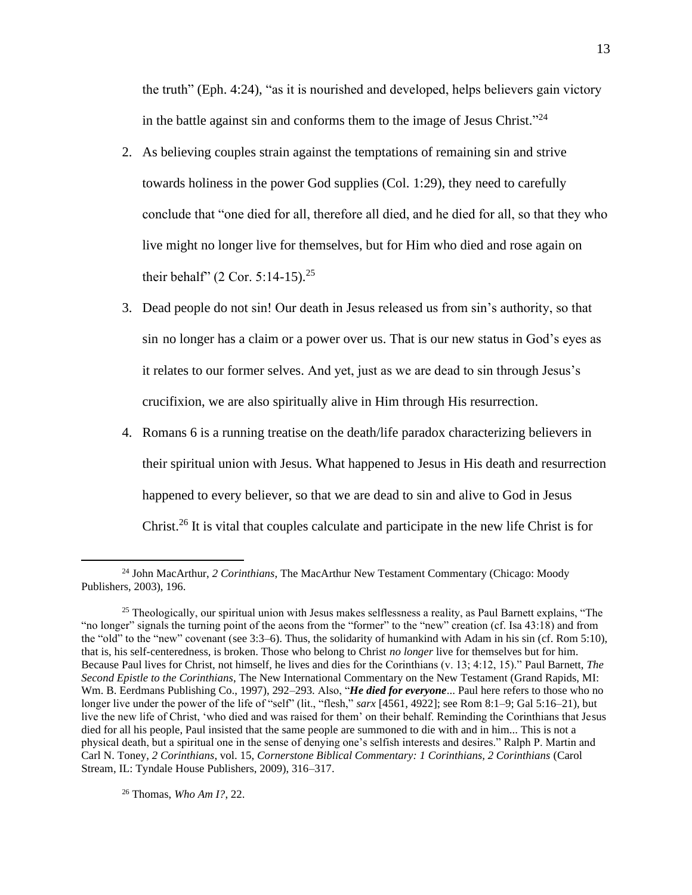the truth" (Eph. 4:24), "as it is nourished and developed, helps believers gain victory in the battle against sin and conforms them to the image of Jesus Christ."[24]

2. As believing couples strain against the temptations of remaining sin and strive towards holiness in the power God supplies (Col. 1:29), they need to carefully conclude that "one died for all, therefore all died, and he died for all, so that they who live might no longer live for themselves, but for Him who died and rose again on their behalf" (2 Cor. 5:14-15).[25]

3. Dead people do not sin! Our death in Jesus released us from sin's authority, so that sin no longer has a claim or a power over us. That is our new status in God's eyes as it relates to our former selves. And yet, just as we are dead to sin through Jesus's crucifixion, we are also spiritually alive in Him through His resurrection.

4. Romans 6 is a running treatise on the death/life paradox characterizing believers in their spiritual union with Jesus. What happened to Jesus in His death and resurrection happened to every believer, so that we are dead to sin and alive to God in Jesus Christ.[26] It is vital that couples calculate and participate in the new life Christ is for

---

[24] John MacArthur, *2 Corinthians*, The MacArthur New Testament Commentary (Chicago: Moody Publishers, 2003), 196.

[25] Theologically, our spiritual union with Jesus makes selflessness a reality, as Paul Barnett explains, "The "no longer" signals the turning point of the aeons from the "former" to the "new" creation (cf. Isa 43:18) and from the "old" to the "new" covenant (see 3:3–6). Thus, the solidarity of humankind with Adam in his sin (cf. Rom 5:10), that is, his self-centeredness, is broken. Those who belong to Christ *no longer* live for themselves but for him. Because Paul lives for Christ, not himself, he lives and dies for the Corinthians (v. 13; 4:12, 15)." Paul Barnett, *The Second Epistle to the Corinthians*, The New International Commentary on the New Testament (Grand Rapids, MI: Wm. B. Eerdmans Publishing Co., 1997), 292–293. Also, "***He died for everyone***... Paul here refers to those who no longer live under the power of the life of "self" (lit., "flesh," *sarx* [4561, 4922]; see Rom 8:1–9; Gal 5:16–21), but live the new life of Christ, 'who died and was raised for them' on their behalf. Reminding the Corinthians that Jesus died for all his people, Paul insisted that the same people are summoned to die with and in him... This is not a physical death, but a spiritual one in the sense of denying one's selfish interests and desires." Ralph P. Martin and Carl N. Toney, *2 Corinthians*, vol. 15, *Cornerstone Biblical Commentary: 1 Corinthians, 2 Corinthians* (Carol Stream, IL: Tyndale House Publishers, 2009), 316–317.

[26] Thomas, *Who Am I?*, 22.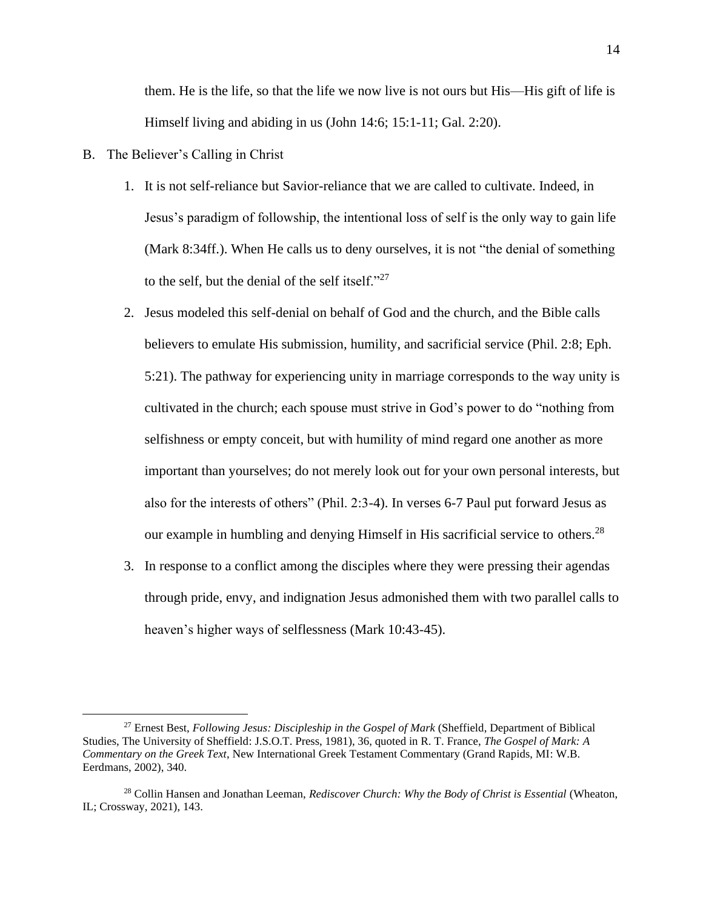them. He is the life, so that the life we now live is not ours but His—His gift of life is Himself living and abiding in us (John 14:6; 15:1-11; Gal. 2:20).

B. The Believer's Calling in Christ

1. It is not self-reliance but Savior-reliance that we are called to cultivate. Indeed, in Jesus's paradigm of followship, the intentional loss of self is the only way to gain life (Mark 8:34ff.). When He calls us to deny ourselves, it is not "the denial of something to the self, but the denial of the self itself."[27]

2. Jesus modeled this self-denial on behalf of God and the church, and the Bible calls believers to emulate His submission, humility, and sacrificial service (Phil. 2:8; Eph. 5:21). The pathway for experiencing unity in marriage corresponds to the way unity is cultivated in the church; each spouse must strive in God's power to do "nothing from selfishness or empty conceit, but with humility of mind regard one another as more important than yourselves; do not merely look out for your own personal interests, but also for the interests of others" (Phil. 2:3-4). In verses 6-7 Paul put forward Jesus as our example in humbling and denying Himself in His sacrificial service to others.[28]

3. In response to a conflict among the disciples where they were pressing their agendas through pride, envy, and indignation Jesus admonished them with two parallel calls to heaven's higher ways of selflessness (Mark 10:43-45).

---

[27] Ernest Best, *Following Jesus: Discipleship in the Gospel of Mark* (Sheffield, Department of Biblical Studies, The University of Sheffield: J.S.O.T. Press, 1981), 36, quoted in R. T. France, *The Gospel of Mark: A Commentary on the Greek Text*, New International Greek Testament Commentary (Grand Rapids, MI: W.B. Eerdmans, 2002), 340.

[28] Collin Hansen and Jonathan Leeman, *Rediscover Church: Why the Body of Christ is Essential* (Wheaton, IL; Crossway, 2021), 143.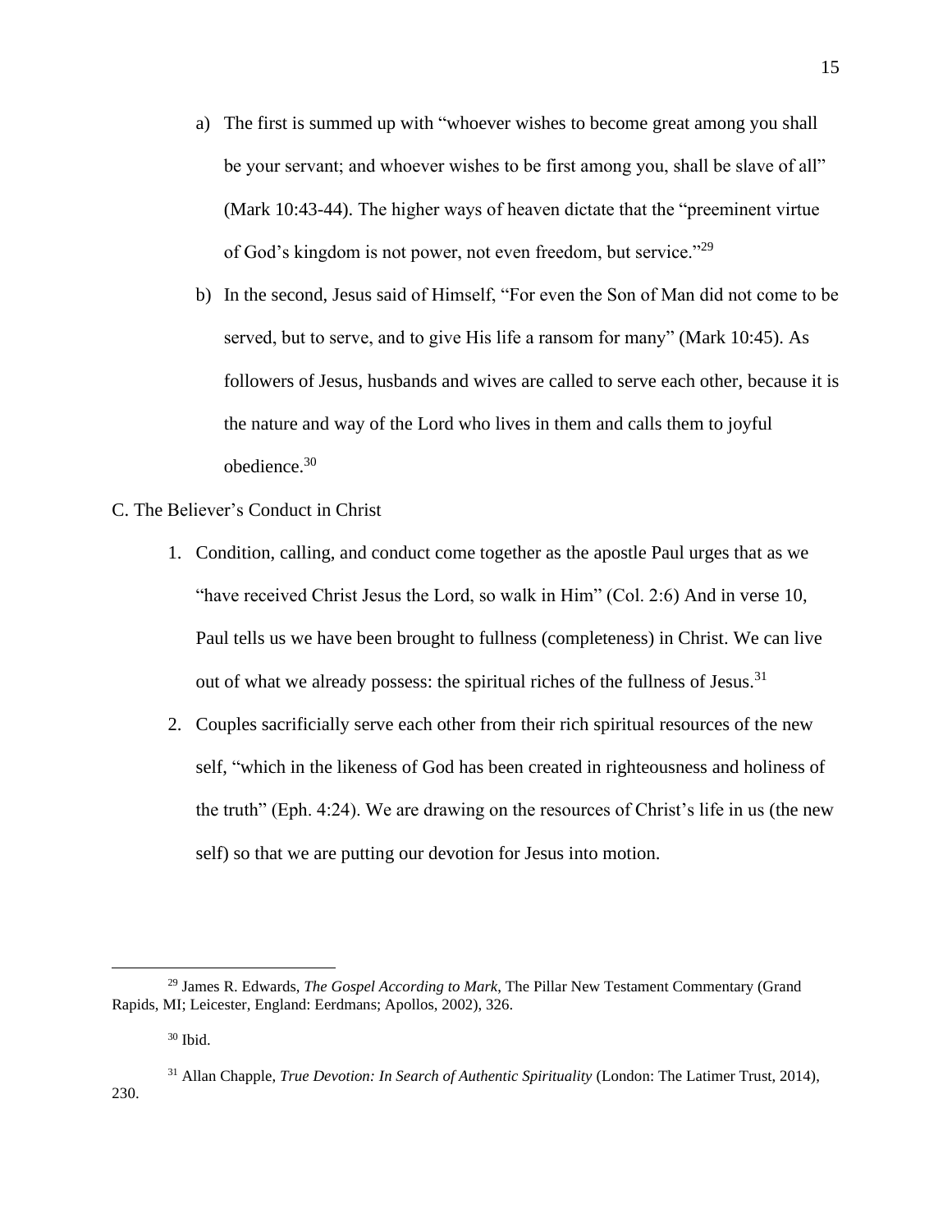a) The first is summed up with "whoever wishes to become great among you shall be your servant; and whoever wishes to be first among you, shall be slave of all" (Mark 10:43-44). The higher ways of heaven dictate that the "preeminent virtue of God's kingdom is not power, not even freedom, but service."[29]

b) In the second, Jesus said of Himself, "For even the Son of Man did not come to be served, but to serve, and to give His life a ransom for many" (Mark 10:45). As followers of Jesus, husbands and wives are called to serve each other, because it is the nature and way of the Lord who lives in them and calls them to joyful obedience.[30]

C. The Believer's Conduct in Christ

1. Condition, calling, and conduct come together as the apostle Paul urges that as we "have received Christ Jesus the Lord, so walk in Him" (Col. 2:6) And in verse 10, Paul tells us we have been brought to fullness (completeness) in Christ. We can live out of what we already possess: the spiritual riches of the fullness of Jesus.[31]

2. Couples sacrificially serve each other from their rich spiritual resources of the new self, "which in the likeness of God has been created in righteousness and holiness of the truth" (Eph. 4:24). We are drawing on the resources of Christ's life in us (the new self) so that we are putting our devotion for Jesus into motion.

---

[29] James R. Edwards, *The Gospel According to Mark*, The Pillar New Testament Commentary (Grand Rapids, MI; Leicester, England: Eerdmans; Apollos, 2002), 326.

[30] Ibid.

[31] Allan Chapple, *True Devotion: In Search of Authentic Spirituality* (London: The Latimer Trust, 2014), 230.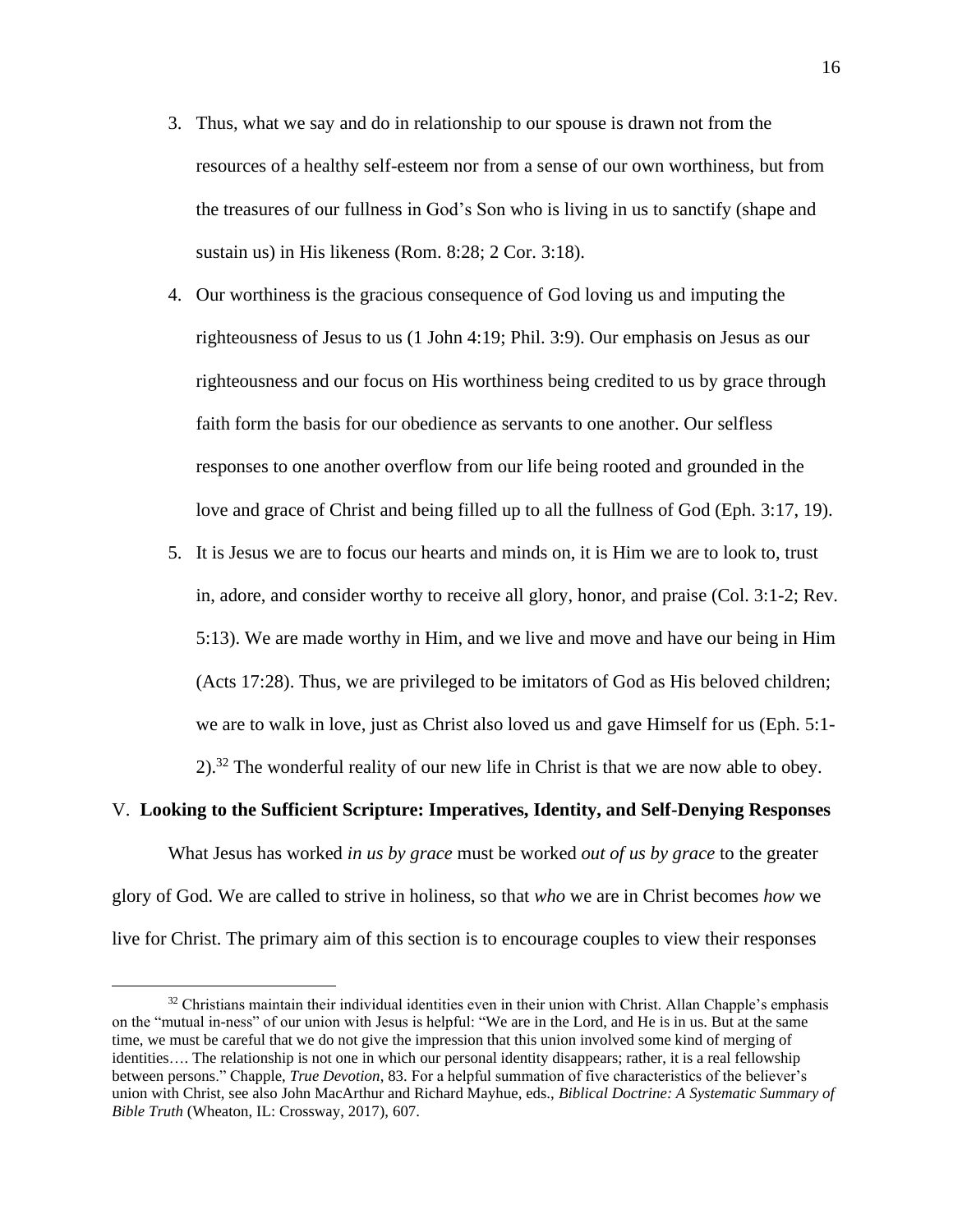3. Thus, what we say and do in relationship to our spouse is drawn not from the resources of a healthy self-esteem nor from a sense of our own worthiness, but from the treasures of our fullness in God's Son who is living in us to sanctify (shape and sustain us) in His likeness (Rom. 8:28; 2 Cor. 3:18).
4. Our worthiness is the gracious consequence of God loving us and imputing the righteousness of Jesus to us (1 John 4:19; Phil. 3:9). Our emphasis on Jesus as our righteousness and our focus on His worthiness being credited to us by grace through faith form the basis for our obedience as servants to one another. Our selfless responses to one another overflow from our life being rooted and grounded in the love and grace of Christ and being filled up to all the fullness of God (Eph. 3:17, 19).
5. It is Jesus we are to focus our hearts and minds on, it is Him we are to look to, trust in, adore, and consider worthy to receive all glory, honor, and praise (Col. 3:1-2; Rev. 5:13). We are made worthy in Him, and we live and move and have our being in Him (Acts 17:28). Thus, we are privileged to be imitators of God as His beloved children; we are to walk in love, just as Christ also loved us and gave Himself for us (Eph. 5:1-2).[32] The wonderful reality of our new life in Christ is that we are now able to obey.

## V. **Looking to the Sufficient Scripture: Imperatives, Identity, and Self-Denying Responses**

What Jesus has worked *in us by grace* must be worked *out of us by grace* to the greater glory of God. We are called to strive in holiness, so that *who* we are in Christ becomes *how* we live for Christ. The primary aim of this section is to encourage couples to view their responses

---

[32] Christians maintain their individual identities even in their union with Christ. Allan Chapple's emphasis on the "mutual in-ness" of our union with Jesus is helpful: "We are in the Lord, and He is in us. But at the same time, we must be careful that we do not give the impression that this union involved some kind of merging of identities…. The relationship is not one in which our personal identity disappears; rather, it is a real fellowship between persons." Chapple, *True Devotion*, 83. For a helpful summation of five characteristics of the believer's union with Christ, see also John MacArthur and Richard Mayhue, eds., *Biblical Doctrine: A Systematic Summary of Bible Truth* (Wheaton, IL: Crossway, 2017), 607.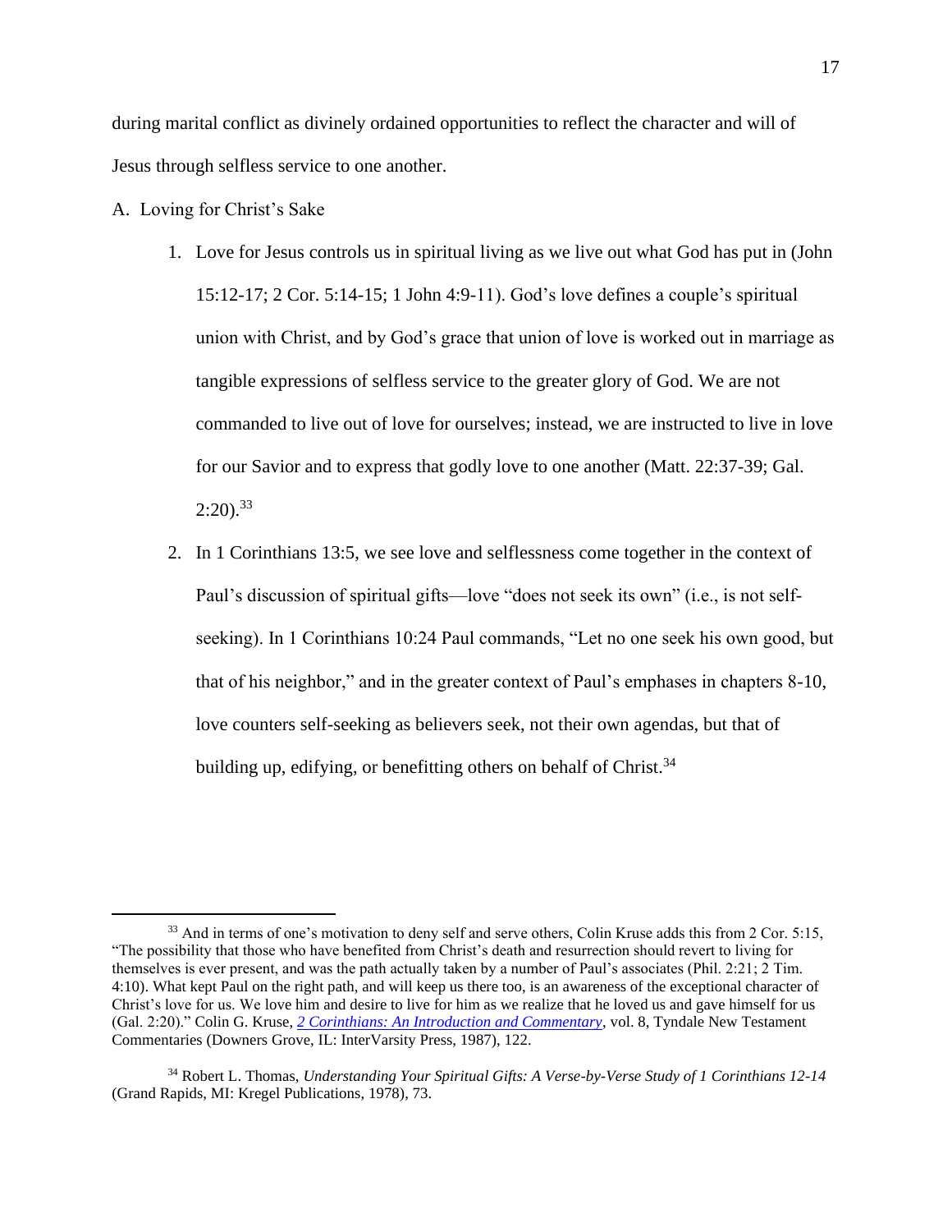during marital conflict as divinely ordained opportunities to reflect the character and will of Jesus through selfless service to one another.

A. Loving for Christ's Sake

1. Love for Jesus controls us in spiritual living as we live out what God has put in (John 15:12-17; 2 Cor. 5:14-15; 1 John 4:9-11). God's love defines a couple's spiritual union with Christ, and by God's grace that union of love is worked out in marriage as tangible expressions of selfless service to the greater glory of God. We are not commanded to live out of love for ourselves; instead, we are instructed to live in love for our Savior and to express that godly love to one another (Matt. 22:37-39; Gal. 2:20).[33]

2. In 1 Corinthians 13:5, we see love and selflessness come together in the context of Paul's discussion of spiritual gifts—love "does not seek its own" (i.e., is not self-seeking). In 1 Corinthians 10:24 Paul commands, "Let no one seek his own good, but that of his neighbor," and in the greater context of Paul's emphases in chapters 8-10, love counters self-seeking as believers seek, not their own agendas, but that of building up, edifying, or benefitting others on behalf of Christ.[34]

---

[33] And in terms of one's motivation to deny self and serve others, Colin Kruse adds this from 2 Cor. 5:15, "The possibility that those who have benefited from Christ's death and resurrection should revert to living for themselves is ever present, and was the path actually taken by a number of Paul's associates (Phil. 2:21; 2 Tim. 4:10). What kept Paul on the right path, and will keep us there too, is an awareness of the exceptional character of Christ's love for us. We love him and desire to live for him as we realize that he loved us and gave himself for us (Gal. 2:20)." Colin G. Kruse, *2 Corinthians: An Introduction and Commentary*, vol. 8, Tyndale New Testament Commentaries (Downers Grove, IL: InterVarsity Press, 1987), 122.

[34] Robert L. Thomas, *Understanding Your Spiritual Gifts: A Verse-by-Verse Study of 1 Corinthians 12-14* (Grand Rapids, MI: Kregel Publications, 1978), 73.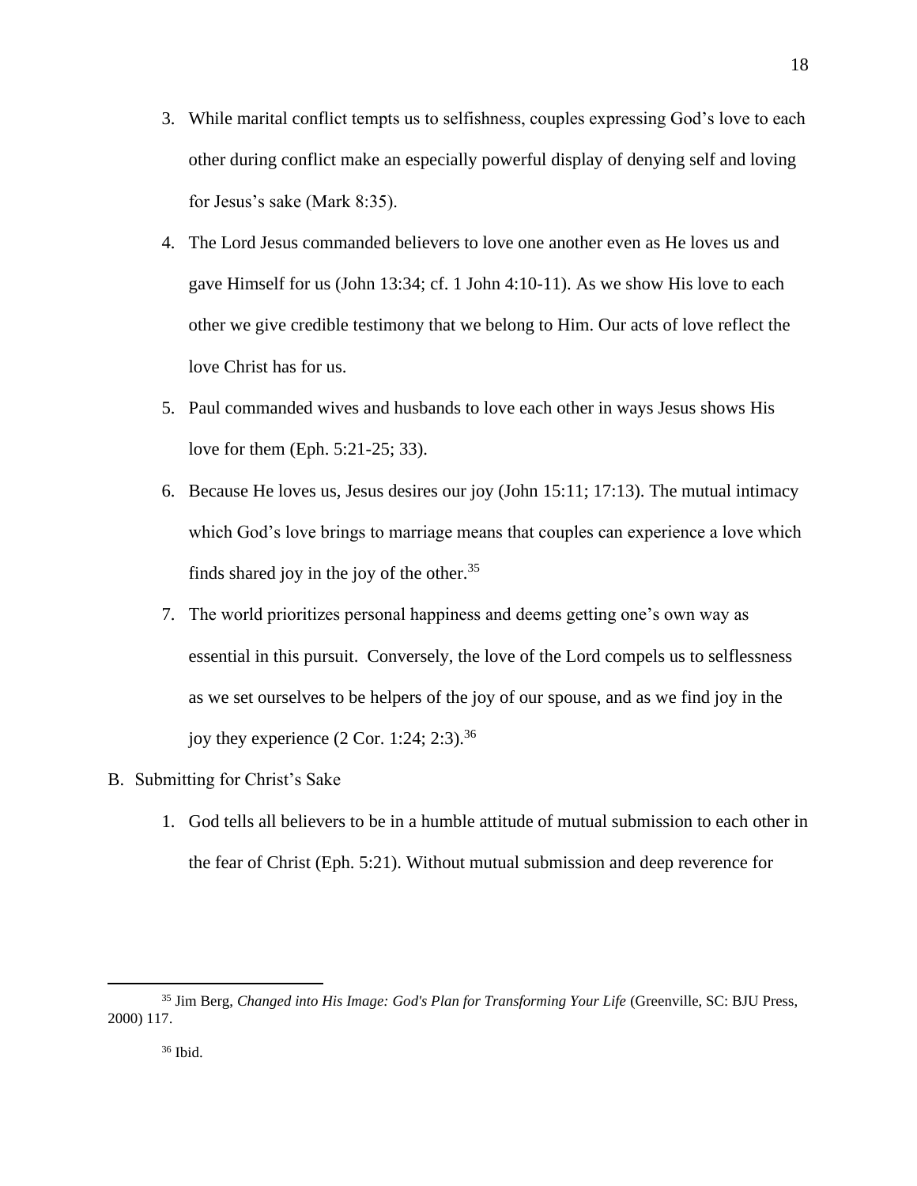3. While marital conflict tempts us to selfishness, couples expressing God's love to each other during conflict make an especially powerful display of denying self and loving for Jesus's sake (Mark 8:35).

4. The Lord Jesus commanded believers to love one another even as He loves us and gave Himself for us (John 13:34; cf. 1 John 4:10-11). As we show His love to each other we give credible testimony that we belong to Him. Our acts of love reflect the love Christ has for us.

5. Paul commanded wives and husbands to love each other in ways Jesus shows His love for them (Eph. 5:21-25; 33).

6. Because He loves us, Jesus desires our joy (John 15:11; 17:13). The mutual intimacy which God's love brings to marriage means that couples can experience a love which finds shared joy in the joy of the other.[35]

7. The world prioritizes personal happiness and deems getting one's own way as essential in this pursuit. Conversely, the love of the Lord compels us to selflessness as we set ourselves to be helpers of the joy of our spouse, and as we find joy in the joy they experience (2 Cor. 1:24; 2:3).[36]

B. Submitting for Christ's Sake

1. God tells all believers to be in a humble attitude of mutual submission to each other in the fear of Christ (Eph. 5:21). Without mutual submission and deep reverence for

---

[35] Jim Berg, *Changed into His Image: God's Plan for Transforming Your Life* (Greenville, SC: BJU Press, 2000) 117.

[36] Ibid.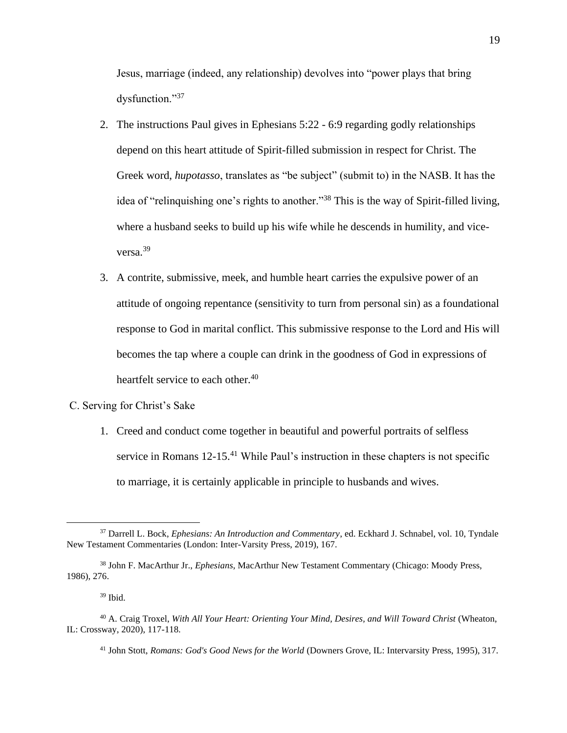Jesus, marriage (indeed, any relationship) devolves into "power plays that bring dysfunction."[37]

2. The instructions Paul gives in Ephesians 5:22 - 6:9 regarding godly relationships depend on this heart attitude of Spirit-filled submission in respect for Christ. The Greek word, *hupotasso*, translates as "be subject" (submit to) in the NASB. It has the idea of "relinquishing one's rights to another."[38] This is the way of Spirit-filled living, where a husband seeks to build up his wife while he descends in humility, and vice-versa.[39]

3. A contrite, submissive, meek, and humble heart carries the expulsive power of an attitude of ongoing repentance (sensitivity to turn from personal sin) as a foundational response to God in marital conflict. This submissive response to the Lord and His will becomes the tap where a couple can drink in the goodness of God in expressions of heartfelt service to each other.[40]

C. Serving for Christ's Sake

1. Creed and conduct come together in beautiful and powerful portraits of selfless service in Romans 12-15.[41] While Paul's instruction in these chapters is not specific to marriage, it is certainly applicable in principle to husbands and wives.

---

[37] Darrell L. Bock, *Ephesians: An Introduction and Commentary*, ed. Eckhard J. Schnabel, vol. 10, Tyndale New Testament Commentaries (London: Inter-Varsity Press, 2019), 167.

[38] John F. MacArthur Jr., *Ephesians*, MacArthur New Testament Commentary (Chicago: Moody Press, 1986), 276.

[39] Ibid.

[40] A. Craig Troxel, *With All Your Heart: Orienting Your Mind, Desires, and Will Toward Christ* (Wheaton, IL: Crossway, 2020), 117-118.

[41] John Stott, *Romans: God's Good News for the World* (Downers Grove, IL: Intervarsity Press, 1995), 317.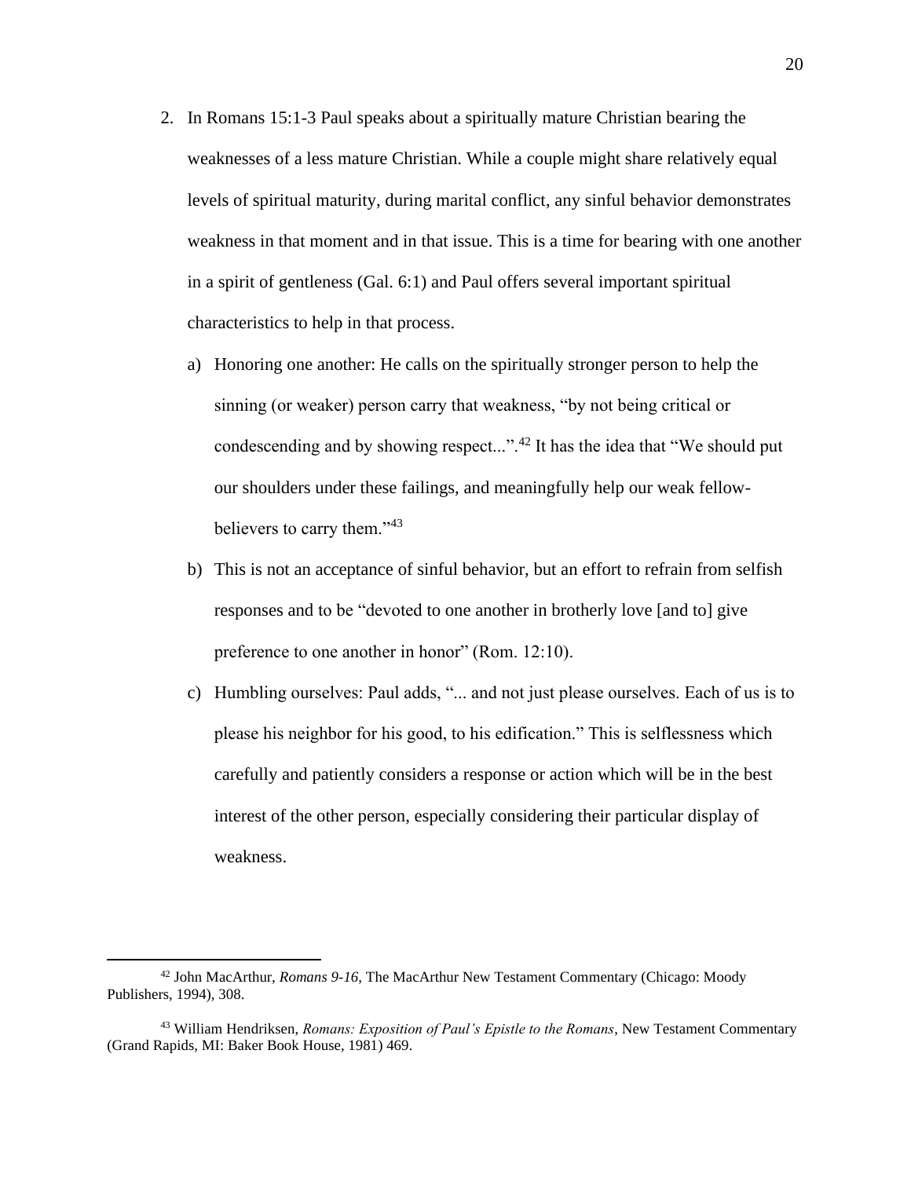2. In Romans 15:1-3 Paul speaks about a spiritually mature Christian bearing the weaknesses of a less mature Christian. While a couple might share relatively equal levels of spiritual maturity, during marital conflict, any sinful behavior demonstrates weakness in that moment and in that issue. This is a time for bearing with one another in a spirit of gentleness (Gal. 6:1) and Paul offers several important spiritual characteristics to help in that process.

   a) Honoring one another: He calls on the spiritually stronger person to help the sinning (or weaker) person carry that weakness, "by not being critical or condescending and by showing respect...".[42] It has the idea that "We should put our shoulders under these failings, and meaningfully help our weak fellow-believers to carry them."[43]

   b) This is not an acceptance of sinful behavior, but an effort to refrain from selfish responses and to be "devoted to one another in brotherly love [and to] give preference to one another in honor" (Rom. 12:10).

   c) Humbling ourselves: Paul adds, "... and not just please ourselves. Each of us is to please his neighbor for his good, to his edification." This is selflessness which carefully and patiently considers a response or action which will be in the best interest of the other person, especially considering their particular display of weakness.

---

[42] John MacArthur, *Romans 9-16*, The MacArthur New Testament Commentary (Chicago: Moody Publishers, 1994), 308.

[43] William Hendriksen, *Romans: Exposition of Paul's Epistle to the Romans*, New Testament Commentary (Grand Rapids, MI: Baker Book House, 1981) 469.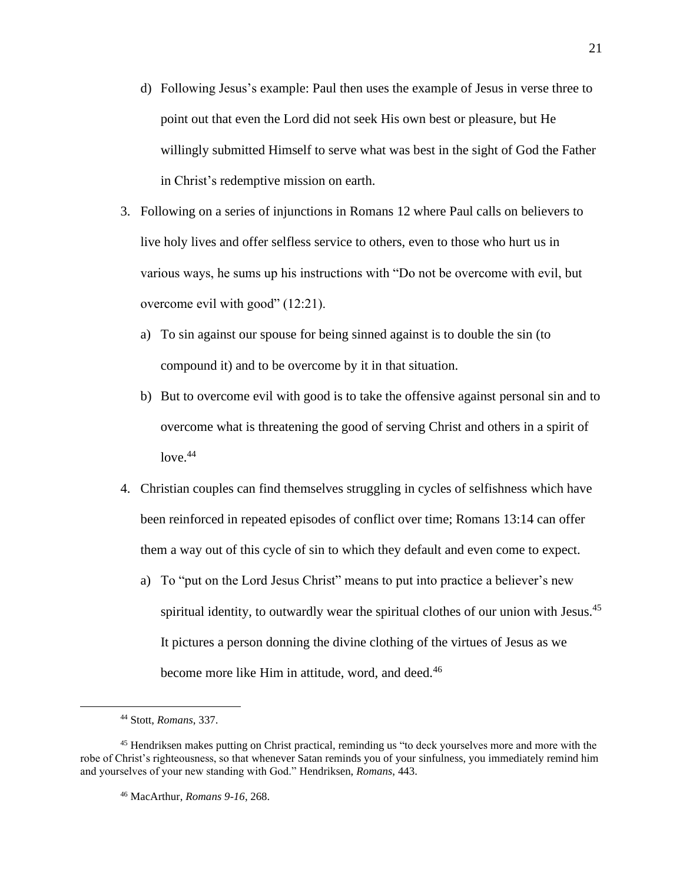d) Following Jesus's example: Paul then uses the example of Jesus in verse three to point out that even the Lord did not seek His own best or pleasure, but He willingly submitted Himself to serve what was best in the sight of God the Father in Christ's redemptive mission on earth.

3. Following on a series of injunctions in Romans 12 where Paul calls on believers to live holy lives and offer selfless service to others, even to those who hurt us in various ways, he sums up his instructions with "Do not be overcome with evil, but overcome evil with good" (12:21).

   a) To sin against our spouse for being sinned against is to double the sin (to compound it) and to be overcome by it in that situation.

   b) But to overcome evil with good is to take the offensive against personal sin and to overcome what is threatening the good of serving Christ and others in a spirit of love.[44]

4. Christian couples can find themselves struggling in cycles of selfishness which have been reinforced in repeated episodes of conflict over time; Romans 13:14 can offer them a way out of this cycle of sin to which they default and even come to expect.

   a) To "put on the Lord Jesus Christ" means to put into practice a believer's new spiritual identity, to outwardly wear the spiritual clothes of our union with Jesus.[45] It pictures a person donning the divine clothing of the virtues of Jesus as we become more like Him in attitude, word, and deed.[46]

---

[44] Stott, *Romans*, 337.

[45] Hendriksen makes putting on Christ practical, reminding us "to deck yourselves more and more with the robe of Christ's righteousness, so that whenever Satan reminds you of your sinfulness, you immediately remind him and yourselves of your new standing with God." Hendriksen, *Romans*, 443.

[46] MacArthur, *Romans 9-16*, 268.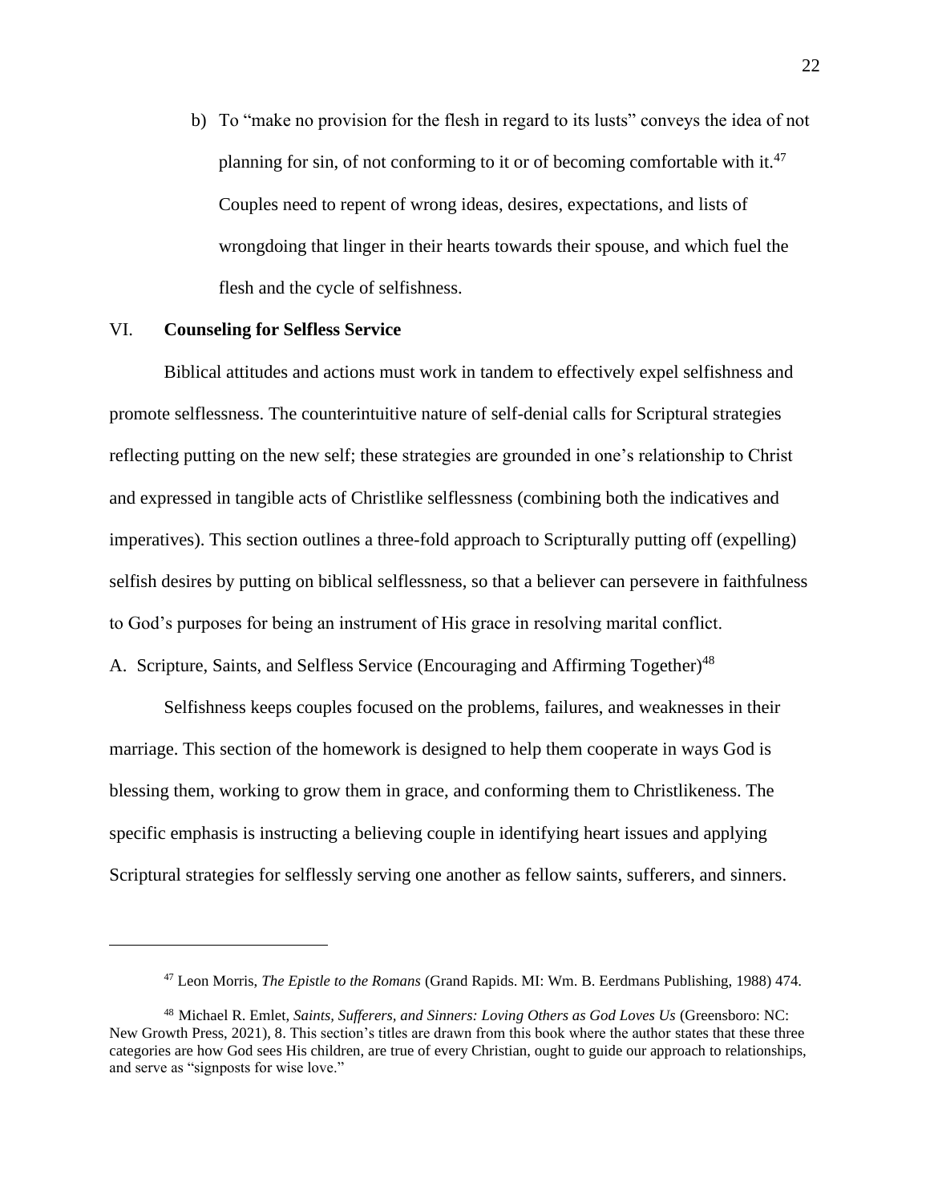b) To “make no provision for the flesh in regard to its lusts” conveys the idea of not planning for sin, of not conforming to it or of becoming comfortable with it.[47] Couples need to repent of wrong ideas, desires, expectations, and lists of wrongdoing that linger in their hearts towards their spouse, and which fuel the flesh and the cycle of selfishness.

## VI. **Counseling for Selfless Service**

Biblical attitudes and actions must work in tandem to effectively expel selfishness and promote selflessness. The counterintuitive nature of self-denial calls for Scriptural strategies reflecting putting on the new self; these strategies are grounded in one’s relationship to Christ and expressed in tangible acts of Christlike selflessness (combining both the indicatives and imperatives). This section outlines a three-fold approach to Scripturally putting off (expelling) selfish desires by putting on biblical selflessness, so that a believer can persevere in faithfulness to God’s purposes for being an instrument of His grace in resolving marital conflict.

### A. Scripture, Saints, and Selfless Service (Encouraging and Affirming Together)[48]

Selfishness keeps couples focused on the problems, failures, and weaknesses in their marriage. This section of the homework is designed to help them cooperate in ways God is blessing them, working to grow them in grace, and conforming them to Christlikeness. The specific emphasis is instructing a believing couple in identifying heart issues and applying Scriptural strategies for selflessly serving one another as fellow saints, sufferers, and sinners.

---

[47] Leon Morris, *The Epistle to the Romans* (Grand Rapids. MI: Wm. B. Eerdmans Publishing, 1988) 474.

[48] Michael R. Emlet, *Saints, Sufferers, and Sinners: Loving Others as God Loves Us* (Greensboro: NC: New Growth Press, 2021), 8. This section’s titles are drawn from this book where the author states that these three categories are how God sees His children, are true of every Christian, ought to guide our approach to relationships, and serve as “signposts for wise love.”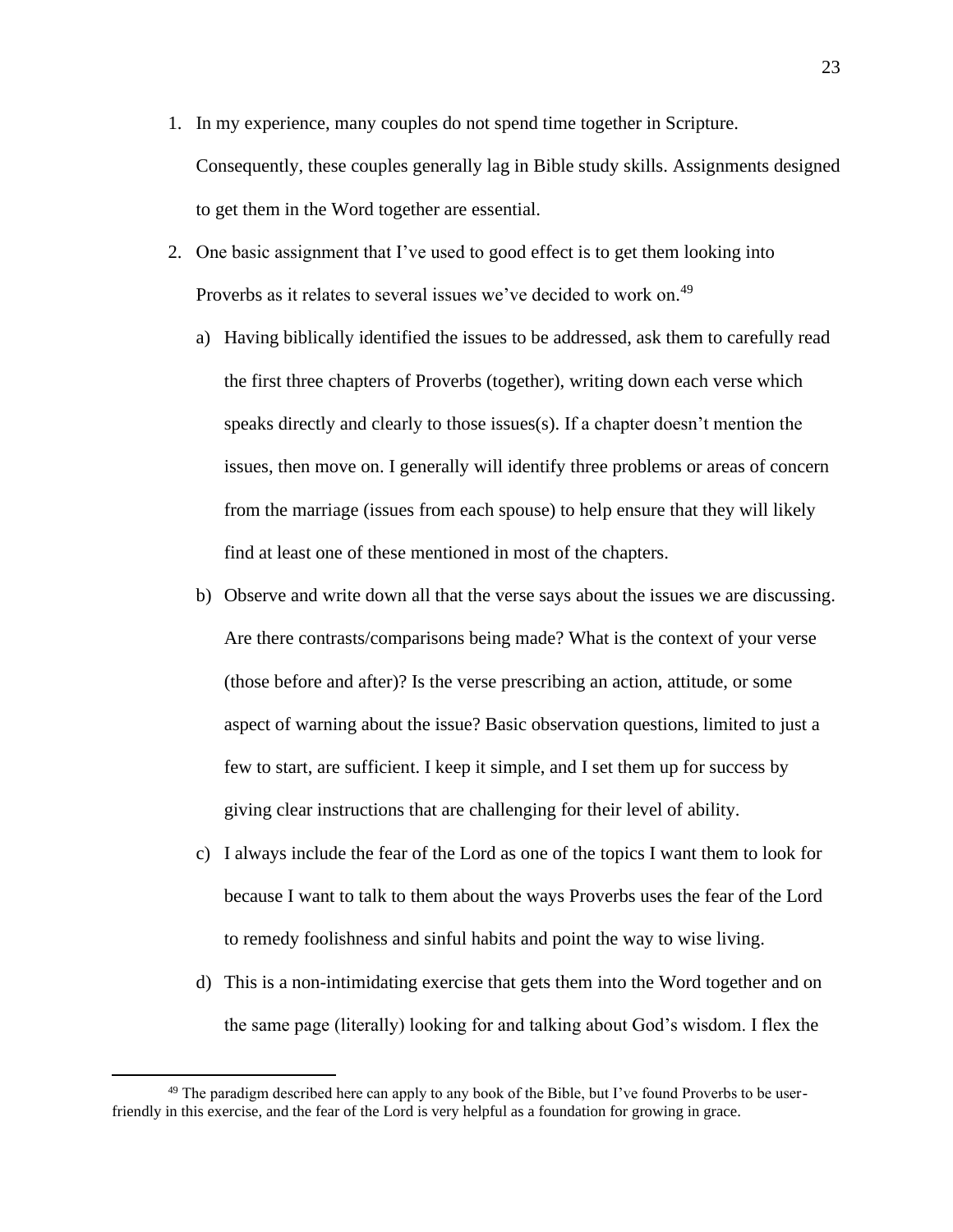1. In my experience, many couples do not spend time together in Scripture. Consequently, these couples generally lag in Bible study skills. Assignments designed to get them in the Word together are essential.
2. One basic assignment that I've used to good effect is to get them looking into Proverbs as it relates to several issues we've decided to work on.[49]
   a) Having biblically identified the issues to be addressed, ask them to carefully read the first three chapters of Proverbs (together), writing down each verse which speaks directly and clearly to those issues(s). If a chapter doesn't mention the issues, then move on. I generally will identify three problems or areas of concern from the marriage (issues from each spouse) to help ensure that they will likely find at least one of these mentioned in most of the chapters.
   b) Observe and write down all that the verse says about the issues we are discussing. Are there contrasts/comparisons being made? What is the context of your verse (those before and after)? Is the verse prescribing an action, attitude, or some aspect of warning about the issue? Basic observation questions, limited to just a few to start, are sufficient. I keep it simple, and I set them up for success by giving clear instructions that are challenging for their level of ability.
   c) I always include the fear of the Lord as one of the topics I want them to look for because I want to talk to them about the ways Proverbs uses the fear of the Lord to remedy foolishness and sinful habits and point the way to wise living.
   d) This is a non-intimidating exercise that gets them into the Word together and on the same page (literally) looking for and talking about God's wisdom. I flex the

[49] The paradigm described here can apply to any book of the Bible, but I've found Proverbs to be user-friendly in this exercise, and the fear of the Lord is very helpful as a foundation for growing in grace.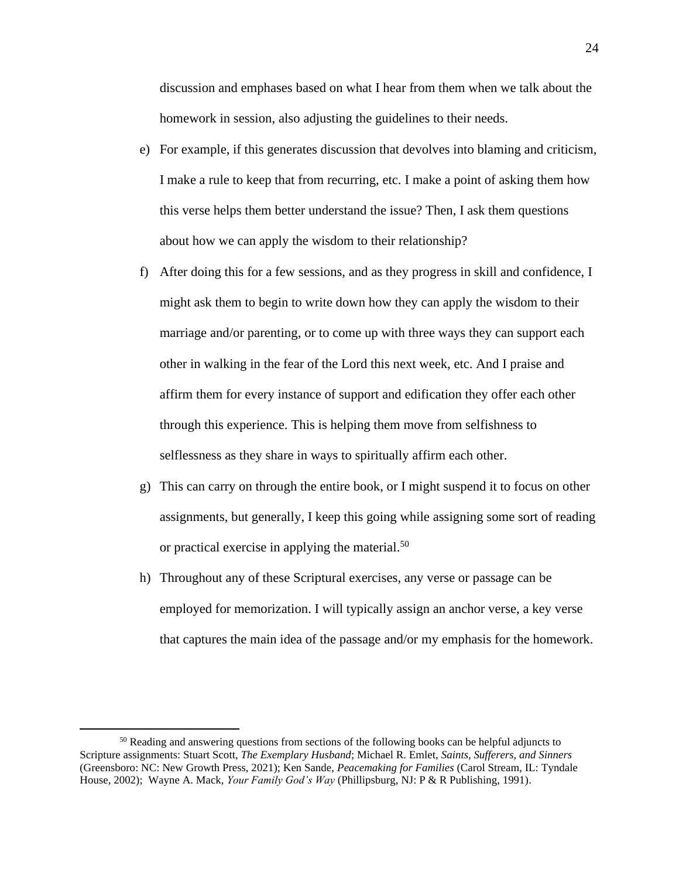discussion and emphases based on what I hear from them when we talk about the homework in session, also adjusting the guidelines to their needs.

e) For example, if this generates discussion that devolves into blaming and criticism, I make a rule to keep that from recurring, etc. I make a point of asking them how this verse helps them better understand the issue? Then, I ask them questions about how we can apply the wisdom to their relationship?

f) After doing this for a few sessions, and as they progress in skill and confidence, I might ask them to begin to write down how they can apply the wisdom to their marriage and/or parenting, or to come up with three ways they can support each other in walking in the fear of the Lord this next week, etc. And I praise and affirm them for every instance of support and edification they offer each other through this experience. This is helping them move from selfishness to selflessness as they share in ways to spiritually affirm each other.

g) This can carry on through the entire book, or I might suspend it to focus on other assignments, but generally, I keep this going while assigning some sort of reading or practical exercise in applying the material.[50]

h) Throughout any of these Scriptural exercises, any verse or passage can be employed for memorization. I will typically assign an anchor verse, a key verse that captures the main idea of the passage and/or my emphasis for the homework.

---

[50] Reading and answering questions from sections of the following books can be helpful adjuncts to Scripture assignments: Stuart Scott, *The Exemplary Husband*; Michael R. Emlet, *Saints, Sufferers, and Sinners* (Greensboro: NC: New Growth Press, 2021); Ken Sande, *Peacemaking for Families* (Carol Stream, IL: Tyndale House, 2002); Wayne A. Mack, *Your Family God's Way* (Phillipsburg, NJ: P & R Publishing, 1991).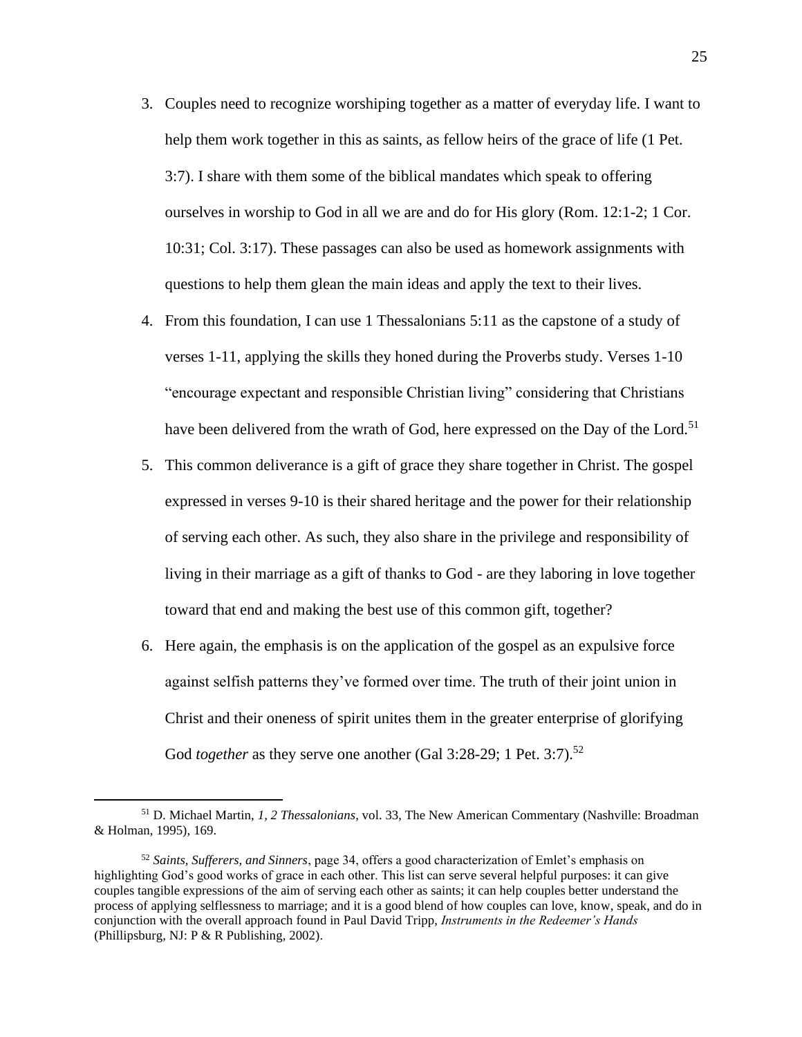3. Couples need to recognize worshiping together as a matter of everyday life. I want to help them work together in this as saints, as fellow heirs of the grace of life (1 Pet. 3:7). I share with them some of the biblical mandates which speak to offering ourselves in worship to God in all we are and do for His glory (Rom. 12:1-2; 1 Cor. 10:31; Col. 3:17). These passages can also be used as homework assignments with questions to help them glean the main ideas and apply the text to their lives.
4. From this foundation, I can use 1 Thessalonians 5:11 as the capstone of a study of verses 1-11, applying the skills they honed during the Proverbs study. Verses 1-10 "encourage expectant and responsible Christian living" considering that Christians have been delivered from the wrath of God, here expressed on the Day of the Lord.[51]
5. This common deliverance is a gift of grace they share together in Christ. The gospel expressed in verses 9-10 is their shared heritage and the power for their relationship of serving each other. As such, they also share in the privilege and responsibility of living in their marriage as a gift of thanks to God - are they laboring in love together toward that end and making the best use of this common gift, together?
6. Here again, the emphasis is on the application of the gospel as an expulsive force against selfish patterns they've formed over time. The truth of their joint union in Christ and their oneness of spirit unites them in the greater enterprise of glorifying God *together* as they serve one another (Gal 3:28-29; 1 Pet. 3:7).[52]

---

[51] D. Michael Martin, *1, 2 Thessalonians*, vol. 33, The New American Commentary (Nashville: Broadman & Holman, 1995), 169.

[52] *Saints, Sufferers, and Sinners*, page 34, offers a good characterization of Emlet's emphasis on highlighting God's good works of grace in each other. This list can serve several helpful purposes: it can give couples tangible expressions of the aim of serving each other as saints; it can help couples better understand the process of applying selflessness to marriage; and it is a good blend of how couples can love, know, speak, and do in conjunction with the overall approach found in Paul David Tripp, *Instruments in the Redeemer's Hands* (Phillipsburg, NJ: P & R Publishing, 2002).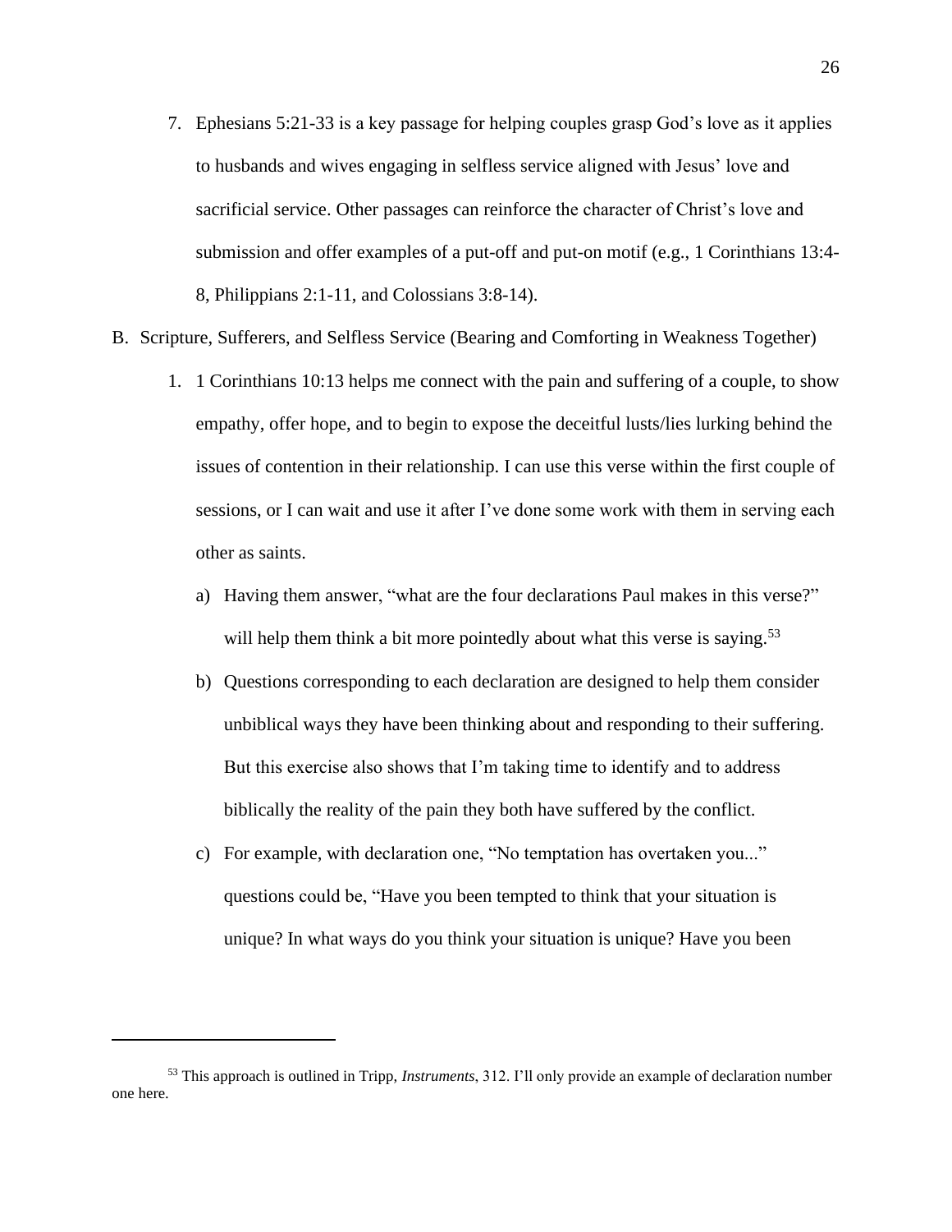7. Ephesians 5:21-33 is a key passage for helping couples grasp God's love as it applies to husbands and wives engaging in selfless service aligned with Jesus' love and sacrificial service. Other passages can reinforce the character of Christ's love and submission and offer examples of a put-off and put-on motif (e.g., 1 Corinthians 13:4-8, Philippians 2:1-11, and Colossians 3:8-14).

B. Scripture, Sufferers, and Selfless Service (Bearing and Comforting in Weakness Together)

1. 1 Corinthians 10:13 helps me connect with the pain and suffering of a couple, to show empathy, offer hope, and to begin to expose the deceitful lusts/lies lurking behind the issues of contention in their relationship. I can use this verse within the first couple of sessions, or I can wait and use it after I've done some work with them in serving each other as saints.

   a) Having them answer, "what are the four declarations Paul makes in this verse?" will help them think a bit more pointedly about what this verse is saying.[53]

   b) Questions corresponding to each declaration are designed to help them consider unbiblical ways they have been thinking about and responding to their suffering. But this exercise also shows that I'm taking time to identify and to address biblically the reality of the pain they both have suffered by the conflict.

   c) For example, with declaration one, "No temptation has overtaken you..." questions could be, "Have you been tempted to think that your situation is unique? In what ways do you think your situation is unique? Have you been

---

[53] This approach is outlined in Tripp, *Instruments*, 312. I'll only provide an example of declaration number one here.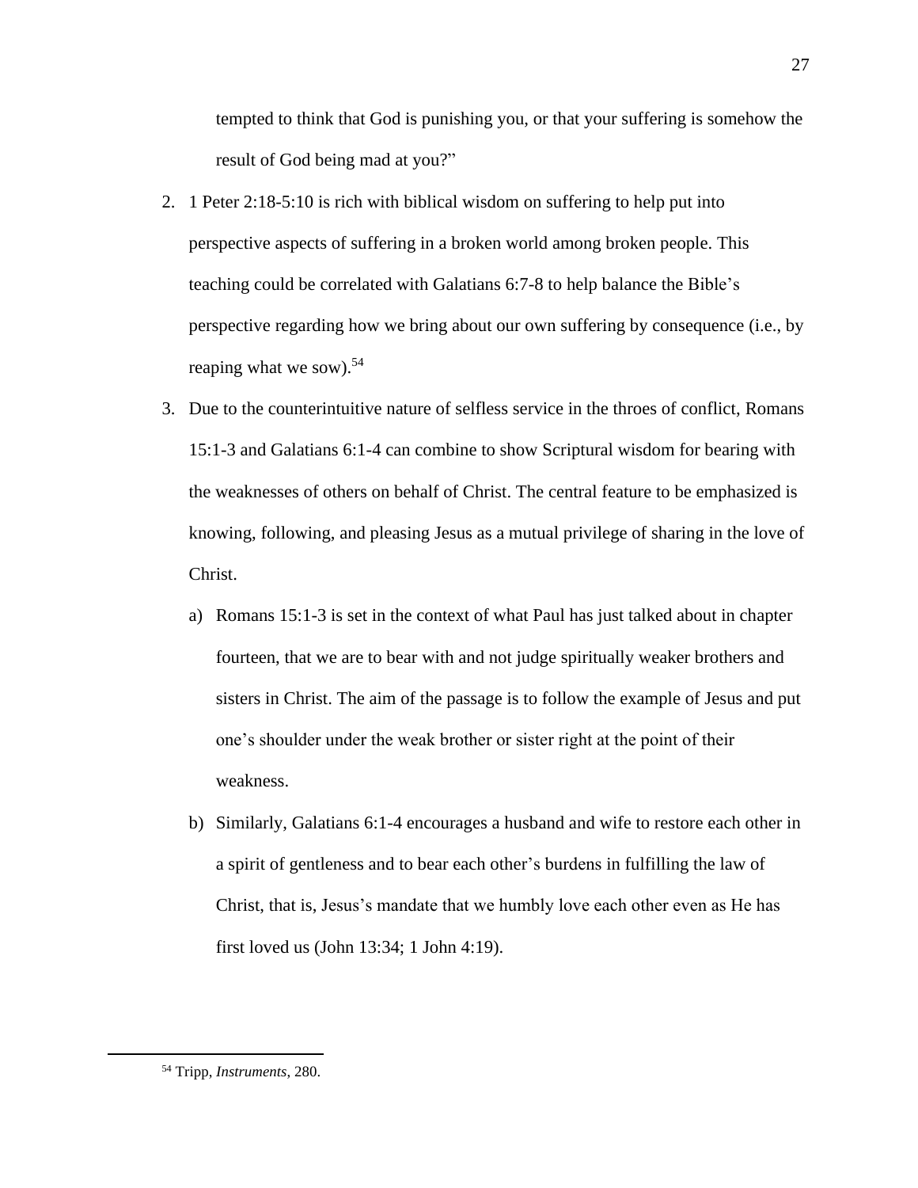tempted to think that God is punishing you, or that your suffering is somehow the result of God being mad at you?"

2. 1 Peter 2:18-5:10 is rich with biblical wisdom on suffering to help put into perspective aspects of suffering in a broken world among broken people. This teaching could be correlated with Galatians 6:7-8 to help balance the Bible's perspective regarding how we bring about our own suffering by consequence (i.e., by reaping what we sow).[54]

3. Due to the counterintuitive nature of selfless service in the throes of conflict, Romans 15:1-3 and Galatians 6:1-4 can combine to show Scriptural wisdom for bearing with the weaknesses of others on behalf of Christ. The central feature to be emphasized is knowing, following, and pleasing Jesus as a mutual privilege of sharing in the love of Christ.

   a) Romans 15:1-3 is set in the context of what Paul has just talked about in chapter fourteen, that we are to bear with and not judge spiritually weaker brothers and sisters in Christ. The aim of the passage is to follow the example of Jesus and put one's shoulder under the weak brother or sister right at the point of their weakness.

   b) Similarly, Galatians 6:1-4 encourages a husband and wife to restore each other in a spirit of gentleness and to bear each other's burdens in fulfilling the law of Christ, that is, Jesus's mandate that we humbly love each other even as He has first loved us (John 13:34; 1 John 4:19).

---

[54] Tripp, *Instruments*, 280.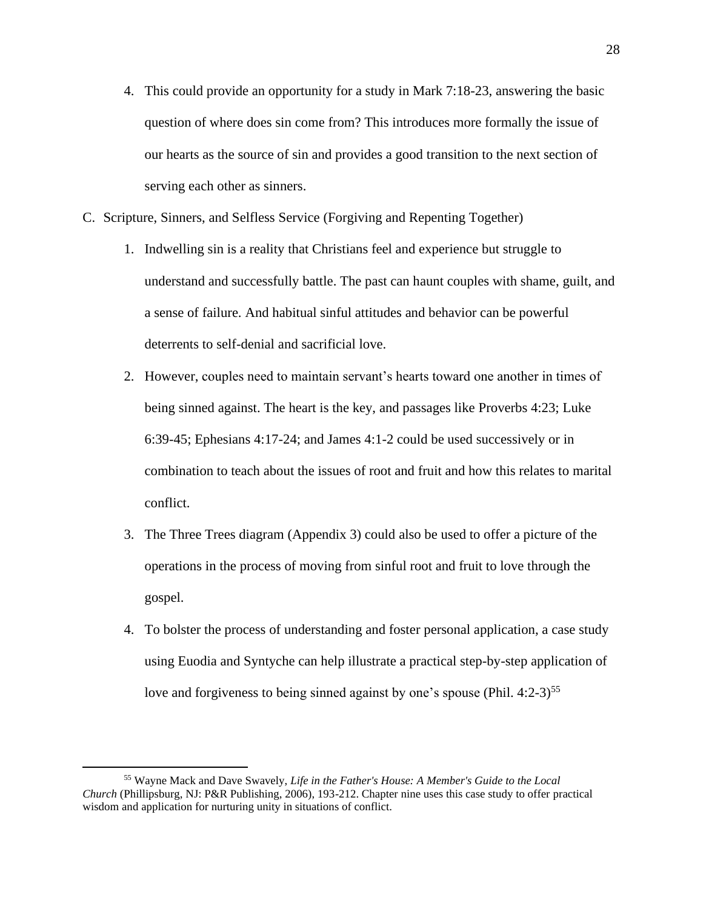4. This could provide an opportunity for a study in Mark 7:18-23, answering the basic question of where does sin come from? This introduces more formally the issue of our hearts as the source of sin and provides a good transition to the next section of serving each other as sinners.

C. Scripture, Sinners, and Selfless Service (Forgiving and Repenting Together)

1. Indwelling sin is a reality that Christians feel and experience but struggle to understand and successfully battle. The past can haunt couples with shame, guilt, and a sense of failure. And habitual sinful attitudes and behavior can be powerful deterrents to self-denial and sacrificial love.
2. However, couples need to maintain servant's hearts toward one another in times of being sinned against. The heart is the key, and passages like Proverbs 4:23; Luke 6:39-45; Ephesians 4:17-24; and James 4:1-2 could be used successively or in combination to teach about the issues of root and fruit and how this relates to marital conflict.
3. The Three Trees diagram (Appendix 3) could also be used to offer a picture of the operations in the process of moving from sinful root and fruit to love through the gospel.
4. To bolster the process of understanding and foster personal application, a case study using Euodia and Syntyche can help illustrate a practical step-by-step application of love and forgiveness to being sinned against by one's spouse (Phil. 4:2-3)[55]

---

[55] Wayne Mack and Dave Swavely, *Life in the Father's House: A Member's Guide to the Local Church* (Phillipsburg, NJ: P&R Publishing, 2006), 193-212. Chapter nine uses this case study to offer practical wisdom and application for nurturing unity in situations of conflict.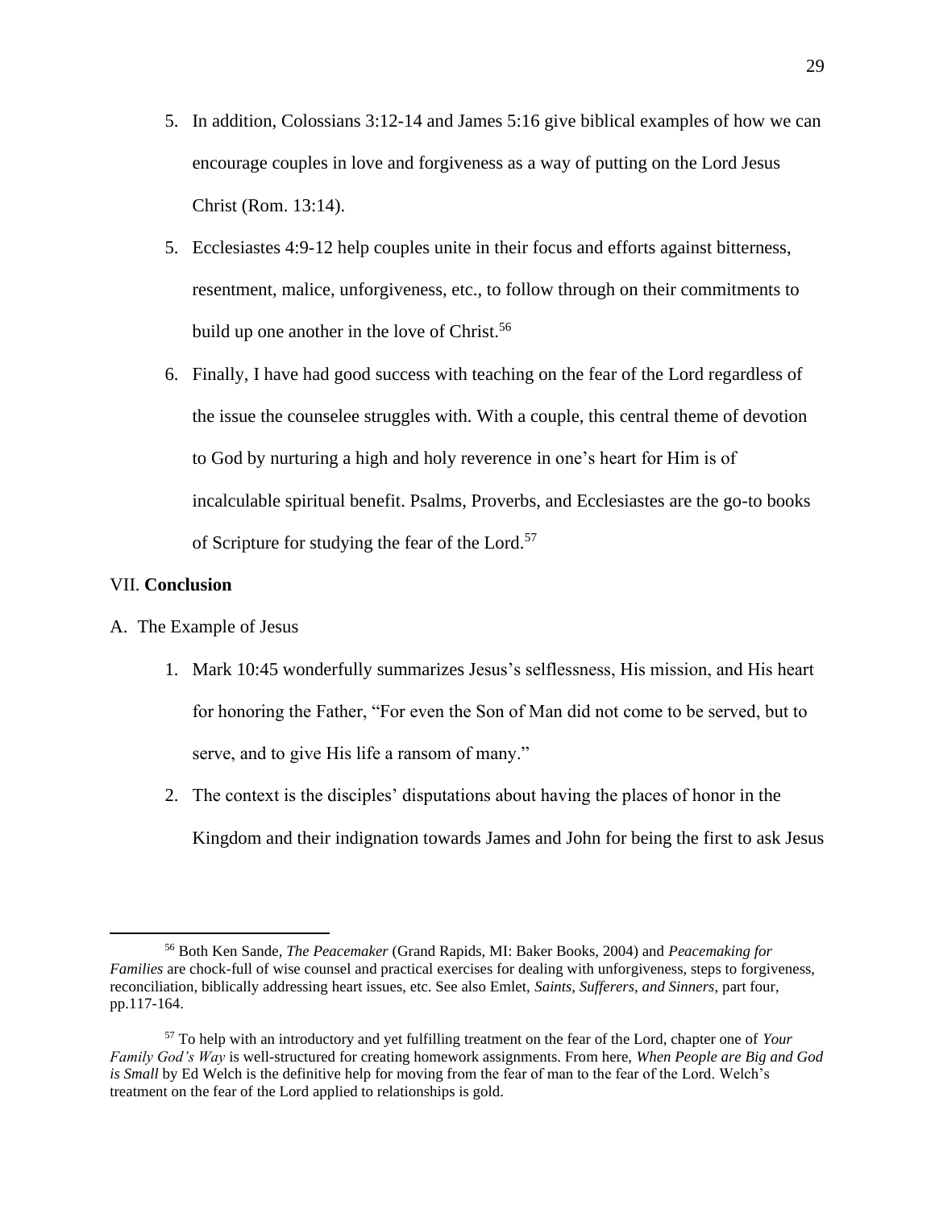5. In addition, Colossians 3:12-14 and James 5:16 give biblical examples of how we can encourage couples in love and forgiveness as a way of putting on the Lord Jesus Christ (Rom. 13:14).

5. Ecclesiastes 4:9-12 help couples unite in their focus and efforts against bitterness, resentment, malice, unforgiveness, etc., to follow through on their commitments to build up one another in the love of Christ.[56]

6. Finally, I have had good success with teaching on the fear of the Lord regardless of the issue the counselee struggles with. With a couple, this central theme of devotion to God by nurturing a high and holy reverence in one's heart for Him is of incalculable spiritual benefit. Psalms, Proverbs, and Ecclesiastes are the go-to books of Scripture for studying the fear of the Lord.[57]

## VII. **Conclusion**

A. The Example of Jesus

1. Mark 10:45 wonderfully summarizes Jesus's selflessness, His mission, and His heart for honoring the Father, "For even the Son of Man did not come to be served, but to serve, and to give His life a ransom of many."

2. The context is the disciples' disputations about having the places of honor in the Kingdom and their indignation towards James and John for being the first to ask Jesus

---

[56] Both Ken Sande, *The Peacemaker* (Grand Rapids, MI: Baker Books, 2004) and *Peacemaking for Families* are chock-full of wise counsel and practical exercises for dealing with unforgiveness, steps to forgiveness, reconciliation, biblically addressing heart issues, etc. See also Emlet, *Saints, Sufferers, and Sinners*, part four, pp.117-164.

[57] To help with an introductory and yet fulfilling treatment on the fear of the Lord, chapter one of *Your Family God's Way* is well-structured for creating homework assignments. From here, *When People are Big and God is Small* by Ed Welch is the definitive help for moving from the fear of man to the fear of the Lord. Welch's treatment on the fear of the Lord applied to relationships is gold.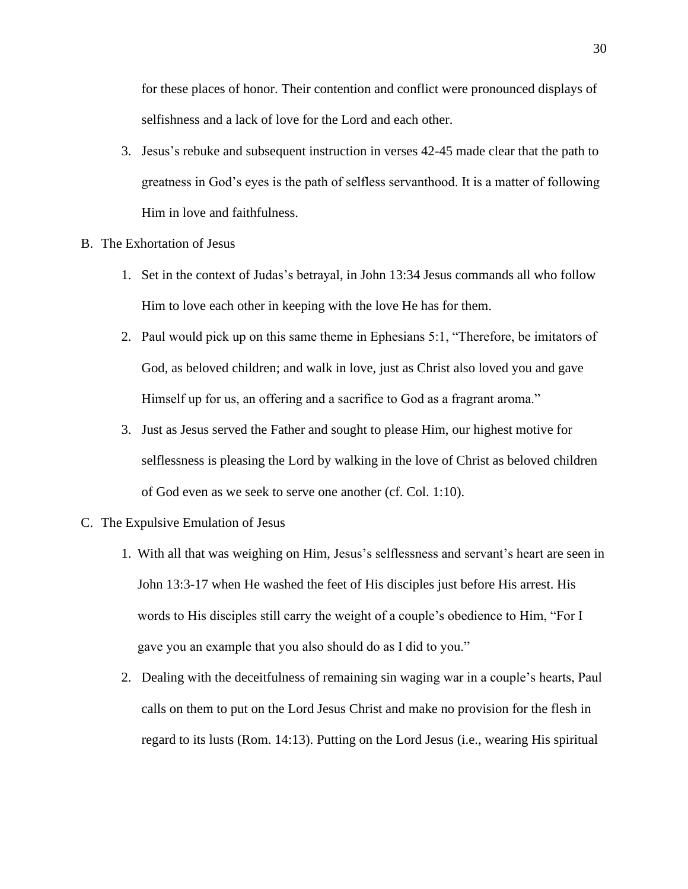for these places of honor. Their contention and conflict were pronounced displays of selfishness and a lack of love for the Lord and each other.

3. Jesus's rebuke and subsequent instruction in verses 42-45 made clear that the path to greatness in God's eyes is the path of selfless servanthood. It is a matter of following Him in love and faithfulness.

B. The Exhortation of Jesus

1. Set in the context of Judas's betrayal, in John 13:34 Jesus commands all who follow Him to love each other in keeping with the love He has for them.
2. Paul would pick up on this same theme in Ephesians 5:1, "Therefore, be imitators of God, as beloved children; and walk in love, just as Christ also loved you and gave Himself up for us, an offering and a sacrifice to God as a fragrant aroma."
3. Just as Jesus served the Father and sought to please Him, our highest motive for selflessness is pleasing the Lord by walking in the love of Christ as beloved children of God even as we seek to serve one another (cf. Col. 1:10).

C. The Expulsive Emulation of Jesus

1. With all that was weighing on Him, Jesus's selflessness and servant's heart are seen in John 13:3-17 when He washed the feet of His disciples just before His arrest. His words to His disciples still carry the weight of a couple's obedience to Him, "For I gave you an example that you also should do as I did to you."
2. Dealing with the deceitfulness of remaining sin waging war in a couple's hearts, Paul calls on them to put on the Lord Jesus Christ and make no provision for the flesh in regard to its lusts (Rom. 14:13). Putting on the Lord Jesus (i.e., wearing His spiritual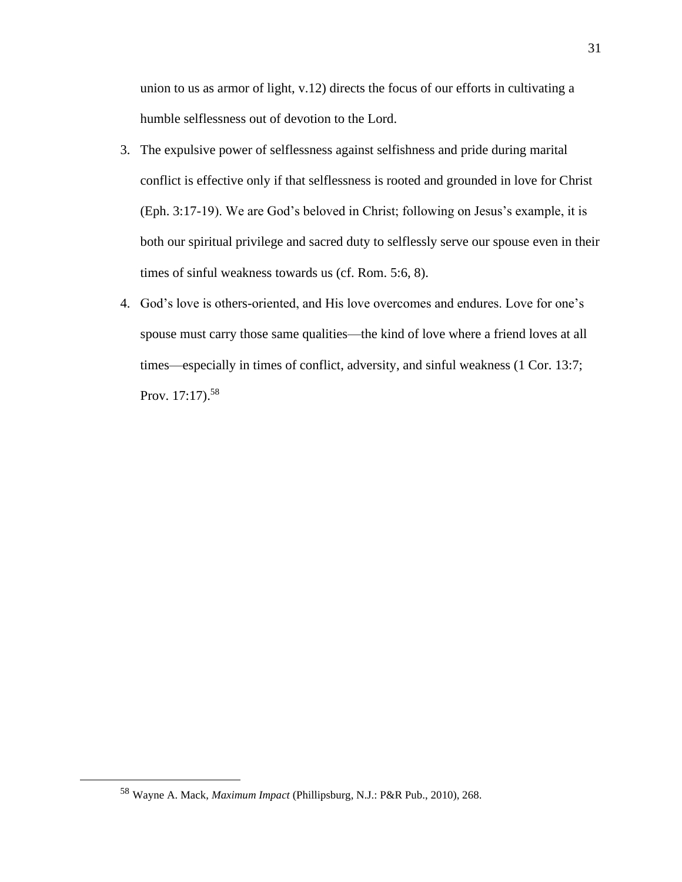union to us as armor of light, v.12) directs the focus of our efforts in cultivating a humble selflessness out of devotion to the Lord.

3. The expulsive power of selflessness against selfishness and pride during marital conflict is effective only if that selflessness is rooted and grounded in love for Christ (Eph. 3:17-19). We are God's beloved in Christ; following on Jesus's example, it is both our spiritual privilege and sacred duty to selflessly serve our spouse even in their times of sinful weakness towards us (cf. Rom. 5:6, 8).
4. God's love is others-oriented, and His love overcomes and endures. Love for one's spouse must carry those same qualities—the kind of love where a friend loves at all times—especially in times of conflict, adversity, and sinful weakness (1 Cor. 13:7; Prov. 17:17).[58]

---

[58] Wayne A. Mack, *Maximum Impact* (Phillipsburg, N.J.: P&R Pub., 2010), 268.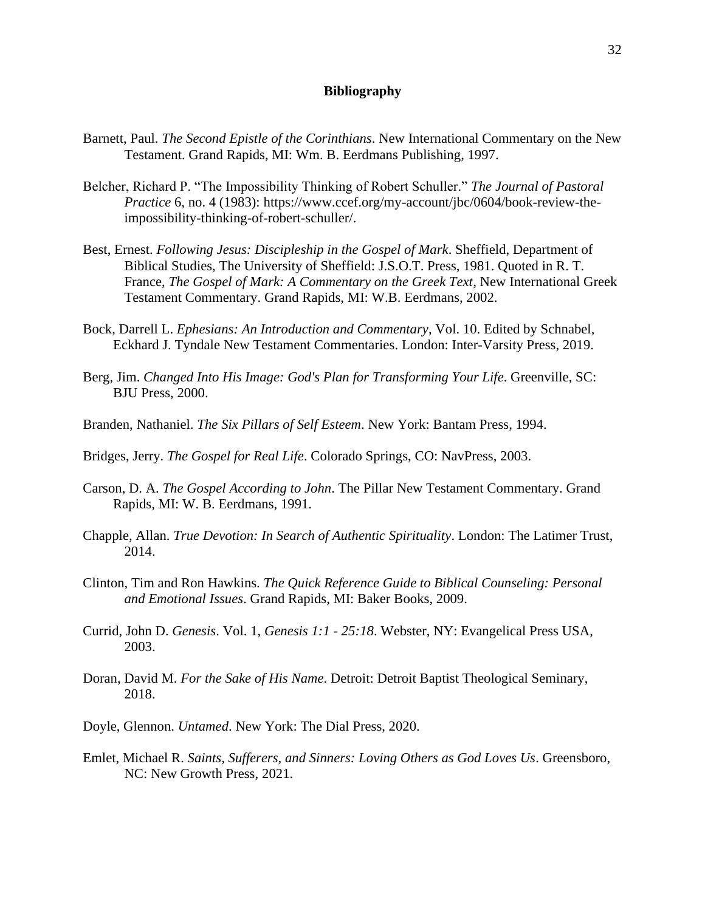# Bibliography

Barnett, Paul. *The Second Epistle of the Corinthians*. New International Commentary on the New Testament. Grand Rapids, MI: Wm. B. Eerdmans Publishing, 1997.

Belcher, Richard P. "The Impossibility Thinking of Robert Schuller." *The Journal of Pastoral Practice* 6, no. 4 (1983): https://www.ccef.org/my-account/jbc/0604/book-review-the-impossibility-thinking-of-robert-schuller/.

Best, Ernest. *Following Jesus: Discipleship in the Gospel of Mark*. Sheffield, Department of Biblical Studies, The University of Sheffield: J.S.O.T. Press, 1981. Quoted in R. T. France, *The Gospel of Mark: A Commentary on the Greek Text*, New International Greek Testament Commentary. Grand Rapids, MI: W.B. Eerdmans, 2002.

Bock, Darrell L. *Ephesians: An Introduction and Commentary*, Vol. 10. Edited by Schnabel, Eckhard J. Tyndale New Testament Commentaries. London: Inter-Varsity Press, 2019.

Berg, Jim. *Changed Into His Image: God's Plan for Transforming Your Life*. Greenville, SC: BJU Press, 2000.

Branden, Nathaniel. *The Six Pillars of Self Esteem*. New York: Bantam Press, 1994.

Bridges, Jerry. *The Gospel for Real Life*. Colorado Springs, CO: NavPress, 2003.

Carson, D. A. *The Gospel According to John*. The Pillar New Testament Commentary. Grand Rapids, MI: W. B. Eerdmans, 1991.

Chapple, Allan. *True Devotion: In Search of Authentic Spirituality*. London: The Latimer Trust, 2014.

Clinton, Tim and Ron Hawkins. *The Quick Reference Guide to Biblical Counseling: Personal and Emotional Issues*. Grand Rapids, MI: Baker Books, 2009.

Currid, John D. *Genesis*. Vol. 1, *Genesis 1:1 - 25:18*. Webster, NY: Evangelical Press USA, 2003.

Doran, David M. *For the Sake of His Name*. Detroit: Detroit Baptist Theological Seminary, 2018.

Doyle, Glennon. *Untamed*. New York: The Dial Press, 2020.

Emlet, Michael R. *Saints, Sufferers, and Sinners: Loving Others as God Loves Us*. Greensboro, NC: New Growth Press, 2021.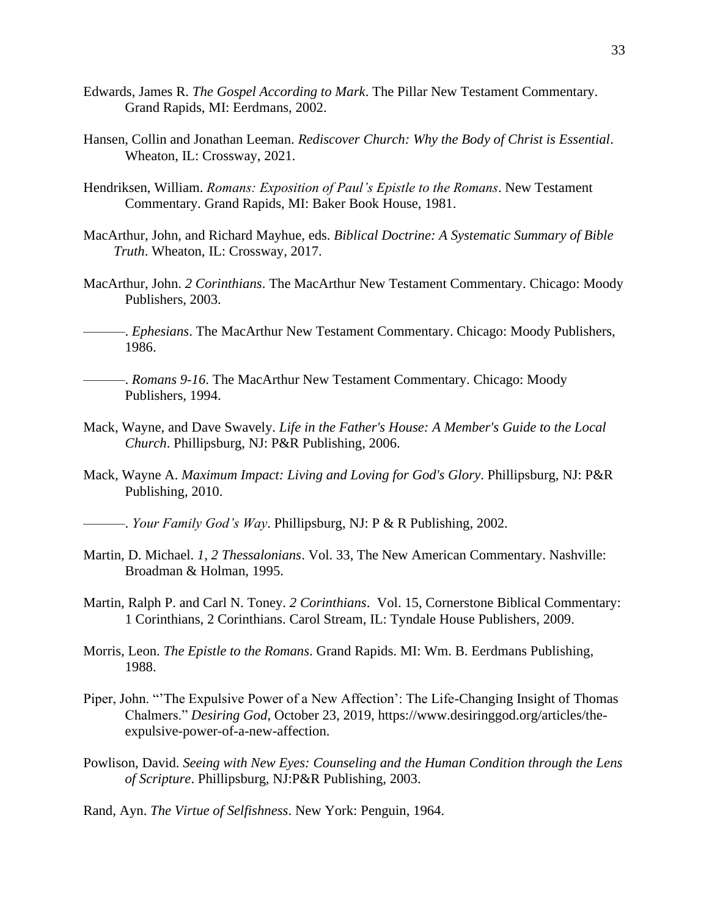Edwards, James R. *The Gospel According to Mark*. The Pillar New Testament Commentary. Grand Rapids, MI: Eerdmans, 2002.

Hansen, Collin and Jonathan Leeman. *Rediscover Church: Why the Body of Christ is Essential*. Wheaton, IL: Crossway, 2021.

Hendriksen, William. *Romans: Exposition of Paul's Epistle to the Romans*. New Testament Commentary. Grand Rapids, MI: Baker Book House, 1981.

MacArthur, John, and Richard Mayhue, eds. *Biblical Doctrine: A Systematic Summary of Bible Truth*. Wheaton, IL: Crossway, 2017.

MacArthur, John. *2 Corinthians*. The MacArthur New Testament Commentary. Chicago: Moody Publishers, 2003.

———. *Ephesians*. The MacArthur New Testament Commentary. Chicago: Moody Publishers, 1986.

———. *Romans 9-16*. The MacArthur New Testament Commentary. Chicago: Moody Publishers, 1994.

Mack, Wayne, and Dave Swavely. *Life in the Father's House: A Member's Guide to the Local Church*. Phillipsburg, NJ: P&R Publishing, 2006.

Mack, Wayne A. *Maximum Impact: Living and Loving for God's Glory*. Phillipsburg, NJ: P&R Publishing, 2010.

———. *Your Family God's Way*. Phillipsburg, NJ: P & R Publishing, 2002.

Martin, D. Michael. *1, 2 Thessalonians*. Vol. 33, The New American Commentary. Nashville: Broadman & Holman, 1995.

Martin, Ralph P. and Carl N. Toney. *2 Corinthians*. Vol. 15, Cornerstone Biblical Commentary: 1 Corinthians, 2 Corinthians. Carol Stream, IL: Tyndale House Publishers, 2009.

Morris, Leon. *The Epistle to the Romans*. Grand Rapids. MI: Wm. B. Eerdmans Publishing, 1988.

Piper, John. "'The Expulsive Power of a New Affection': The Life-Changing Insight of Thomas Chalmers." *Desiring God*, October 23, 2019, https://www.desiringgod.org/articles/the-expulsive-power-of-a-new-affection.

Powlison, David. *Seeing with New Eyes: Counseling and the Human Condition through the Lens of Scripture*. Phillipsburg, NJ:P&R Publishing, 2003.

Rand, Ayn. *The Virtue of Selfishness*. New York: Penguin, 1964.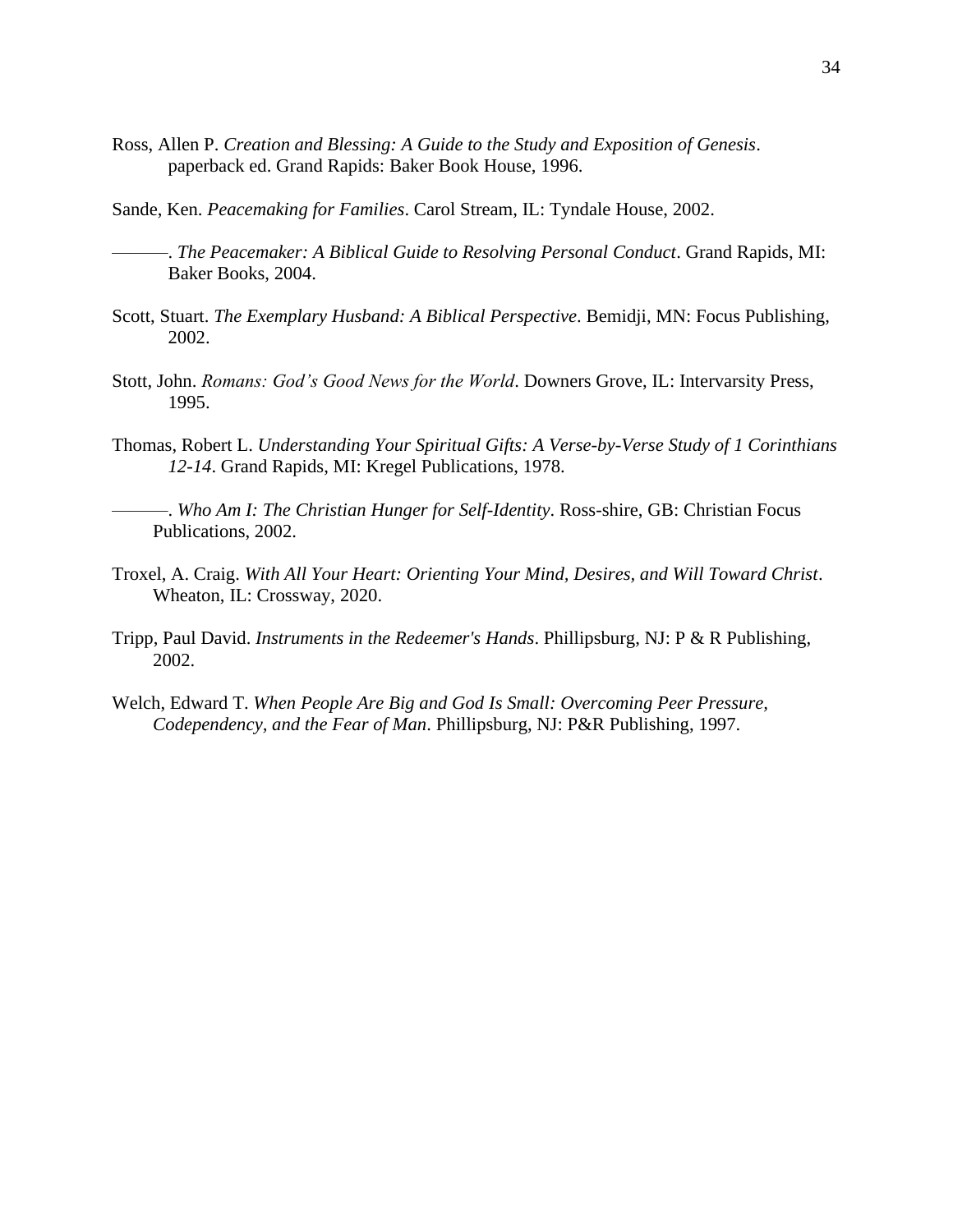Ross, Allen P. *Creation and Blessing: A Guide to the Study and Exposition of Genesis*. paperback ed. Grand Rapids: Baker Book House, 1996.

Sande, Ken. *Peacemaking for Families*. Carol Stream, IL: Tyndale House, 2002.

———. *The Peacemaker: A Biblical Guide to Resolving Personal Conduct*. Grand Rapids, MI: Baker Books, 2004.

Scott, Stuart. *The Exemplary Husband: A Biblical Perspective*. Bemidji, MN: Focus Publishing, 2002.

Stott, John. *Romans: God's Good News for the World*. Downers Grove, IL: Intervarsity Press, 1995.

Thomas, Robert L. *Understanding Your Spiritual Gifts: A Verse-by-Verse Study of 1 Corinthians 12-14*. Grand Rapids, MI: Kregel Publications, 1978.

———. *Who Am I: The Christian Hunger for Self-Identity*. Ross-shire, GB: Christian Focus Publications, 2002.

Troxel, A. Craig. *With All Your Heart: Orienting Your Mind, Desires, and Will Toward Christ*. Wheaton, IL: Crossway, 2020.

Tripp, Paul David. *Instruments in the Redeemer's Hands*. Phillipsburg, NJ: P & R Publishing, 2002.

Welch, Edward T. *When People Are Big and God Is Small: Overcoming Peer Pressure, Codependency, and the Fear of Man*. Phillipsburg, NJ: P&R Publishing, 1997.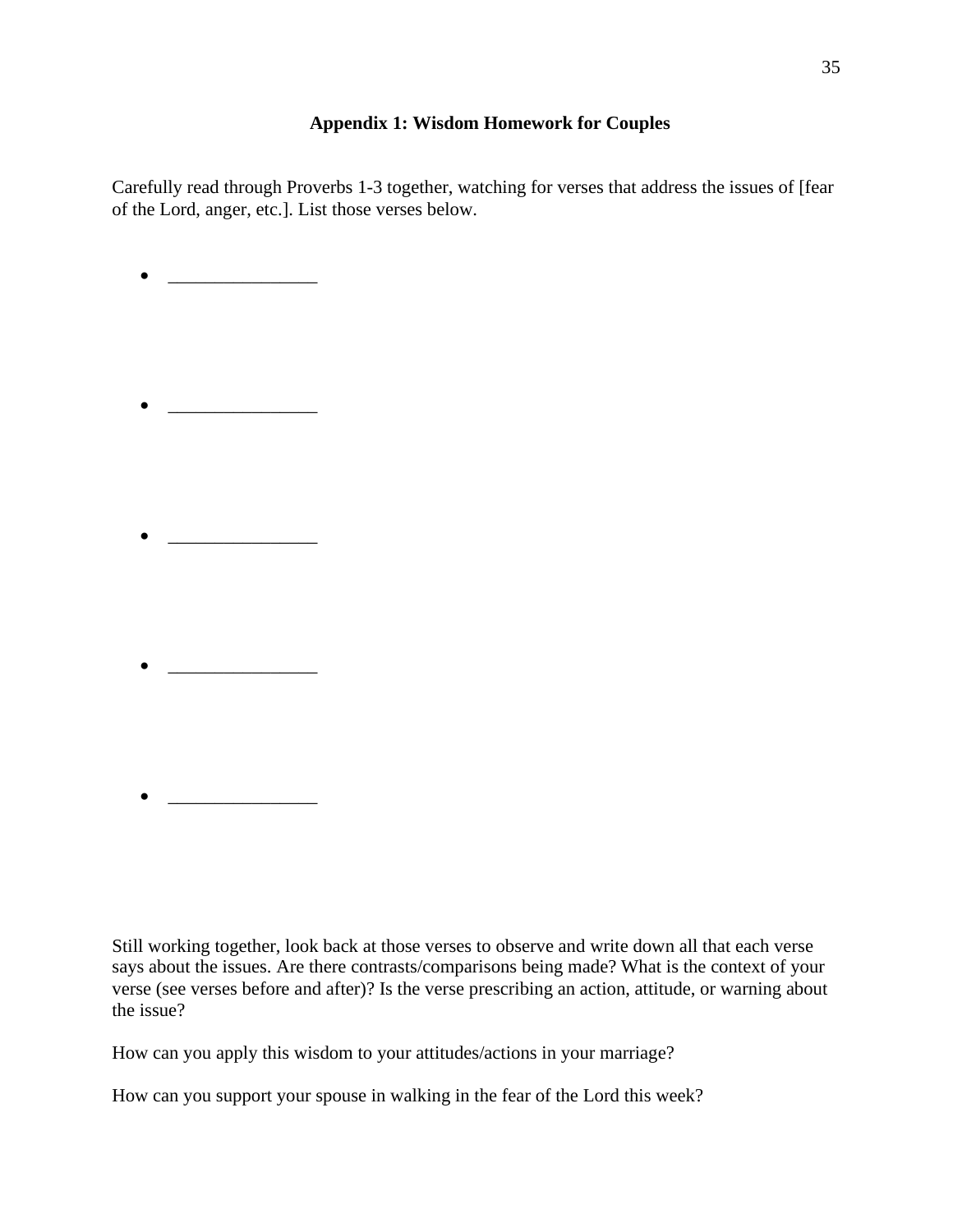## Appendix 1: Wisdom Homework for Couples

Carefully read through Proverbs 1-3 together, watching for verses that address the issues of [fear of the Lord, anger, etc.]. List those verses below.

- _______________

- _______________

- _______________

- _______________

- _______________

Still working together, look back at those verses to observe and write down all that each verse says about the issues. Are there contrasts/comparisons being made? What is the context of your verse (see verses before and after)? Is the verse prescribing an action, attitude, or warning about the issue?

How can you apply this wisdom to your attitudes/actions in your marriage?

How can you support your spouse in walking in the fear of the Lord this week?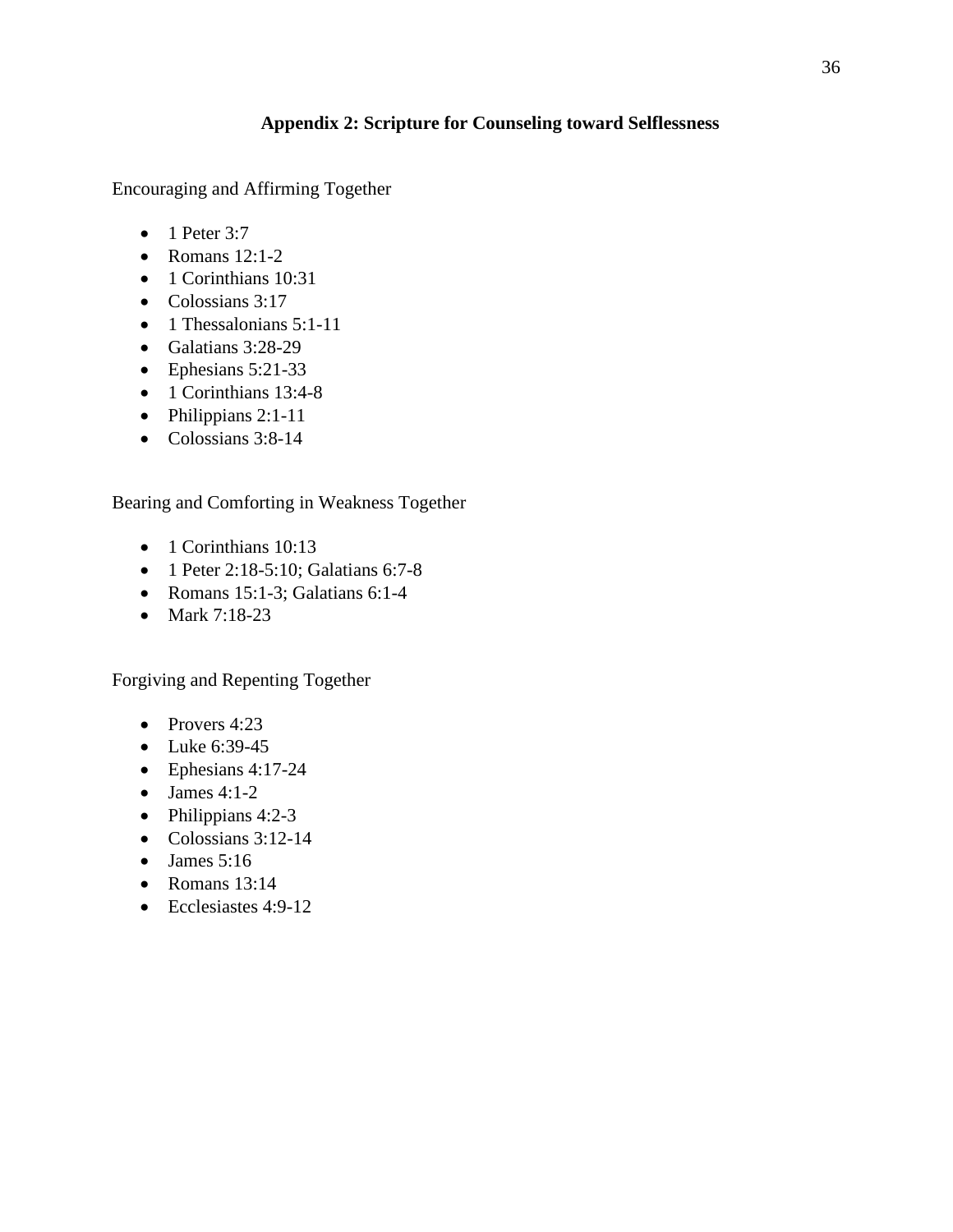## Appendix 2: Scripture for Counseling toward Selflessness

Encouraging and Affirming Together

- 1 Peter 3:7
- Romans 12:1-2
- 1 Corinthians 10:31
- Colossians 3:17
- 1 Thessalonians 5:1-11
- Galatians 3:28-29
- Ephesians 5:21-33
- 1 Corinthians 13:4-8
- Philippians 2:1-11
- Colossians 3:8-14

Bearing and Comforting in Weakness Together

- 1 Corinthians 10:13
- 1 Peter 2:18-5:10; Galatians 6:7-8
- Romans 15:1-3; Galatians 6:1-4
- Mark 7:18-23

Forgiving and Repenting Together

- Provers 4:23
- Luke 6:39-45
- Ephesians 4:17-24
- James 4:1-2
- Philippians 4:2-3
- Colossians 3:12-14
- James 5:16
- Romans 13:14
- Ecclesiastes 4:9-12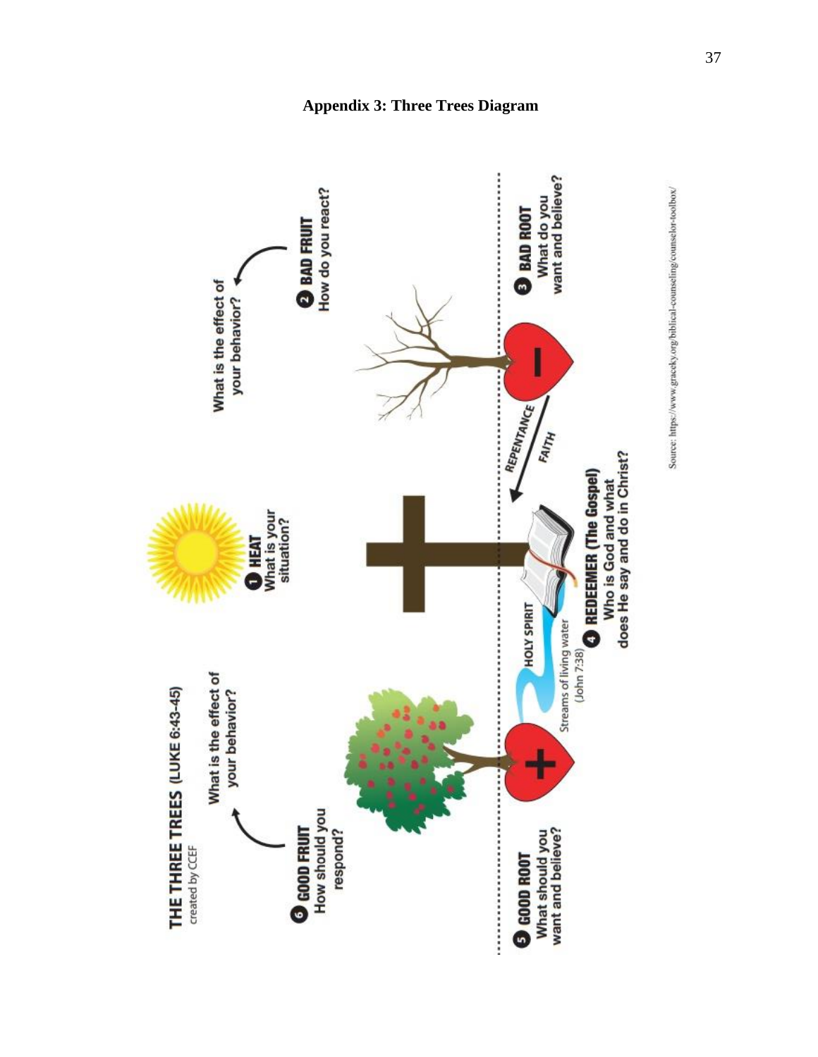## Appendix 3: Three Trees Diagram

THE THREE TREES (LUKE 6:43-45)
created by CCEF

1 HEAT
What is your situation?

2 BAD FRUIT
How do you react?

What is the effect of your behavior?

3 BAD ROOT
What do you want and believe?

REPENTANCE

FAITH

4 REDEEMER (The Gospel)
Who is God and what does He say and do in Christ?

HOLY SPIRIT

Streams of living water (John 7:38)

5 GOOD ROOT
What should you want and believe?

6 GOOD FRUIT
How should you respond?

What is the effect of your behavior?

Source: https://www.graceky.org/biblical-counseling/counselor-toolbox/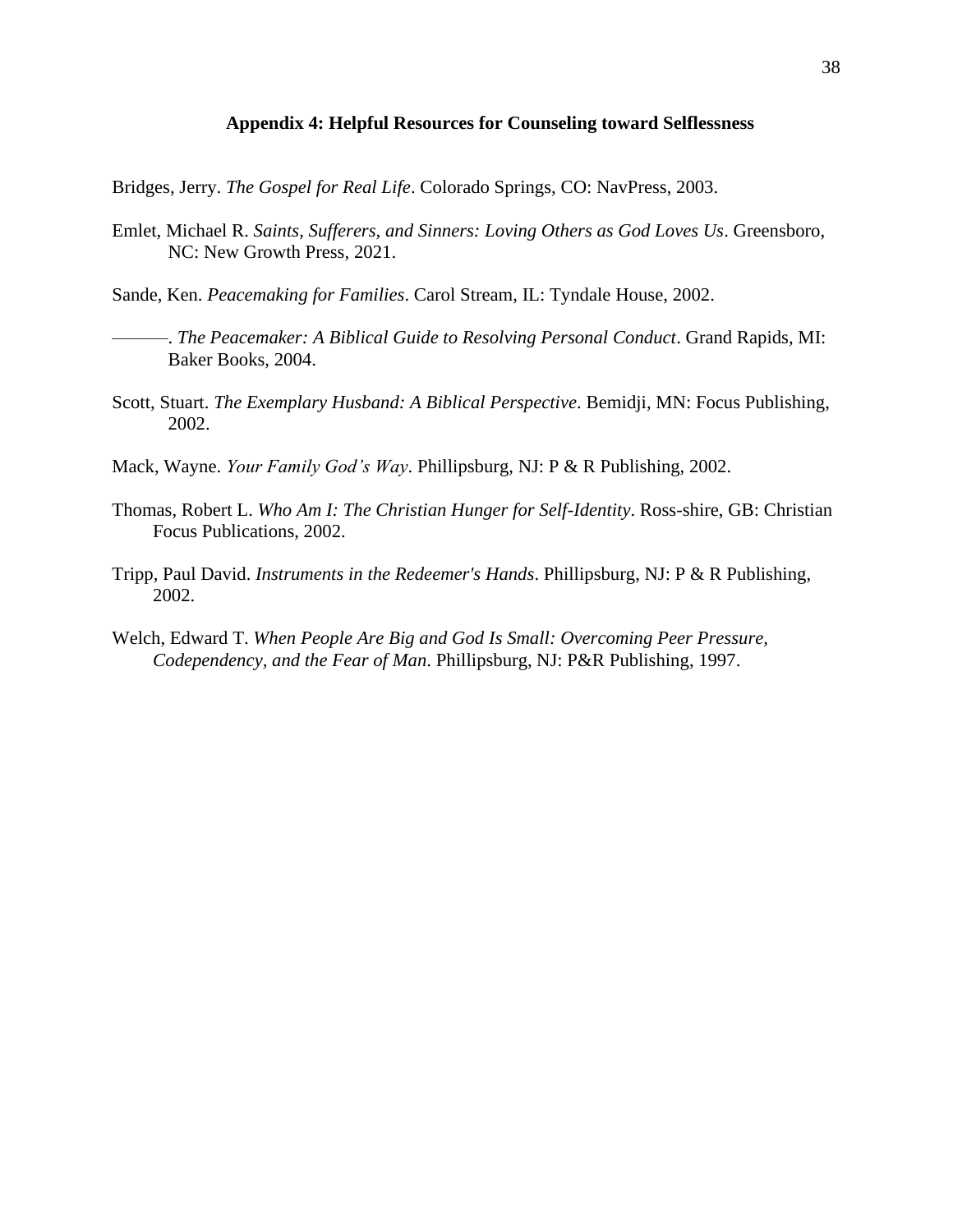**Appendix 4: Helpful Resources for Counseling toward Selflessness**

Bridges, Jerry. *The Gospel for Real Life*. Colorado Springs, CO: NavPress, 2003.

Emlet, Michael R. *Saints, Sufferers, and Sinners: Loving Others as God Loves Us*. Greensboro, NC: New Growth Press, 2021.

Sande, Ken. *Peacemaking for Families*. Carol Stream, IL: Tyndale House, 2002.

———. *The Peacemaker: A Biblical Guide to Resolving Personal Conduct*. Grand Rapids, MI: Baker Books, 2004.

Scott, Stuart. *The Exemplary Husband: A Biblical Perspective*. Bemidji, MN: Focus Publishing, 2002.

Mack, Wayne. *Your Family God's Way*. Phillipsburg, NJ: P & R Publishing, 2002.

Thomas, Robert L. *Who Am I: The Christian Hunger for Self-Identity*. Ross-shire, GB: Christian Focus Publications, 2002.

Tripp, Paul David. *Instruments in the Redeemer's Hands*. Phillipsburg, NJ: P & R Publishing, 2002.

Welch, Edward T. *When People Are Big and God Is Small: Overcoming Peer Pressure, Codependency, and the Fear of Man*. Phillipsburg, NJ: P&R Publishing, 1997.